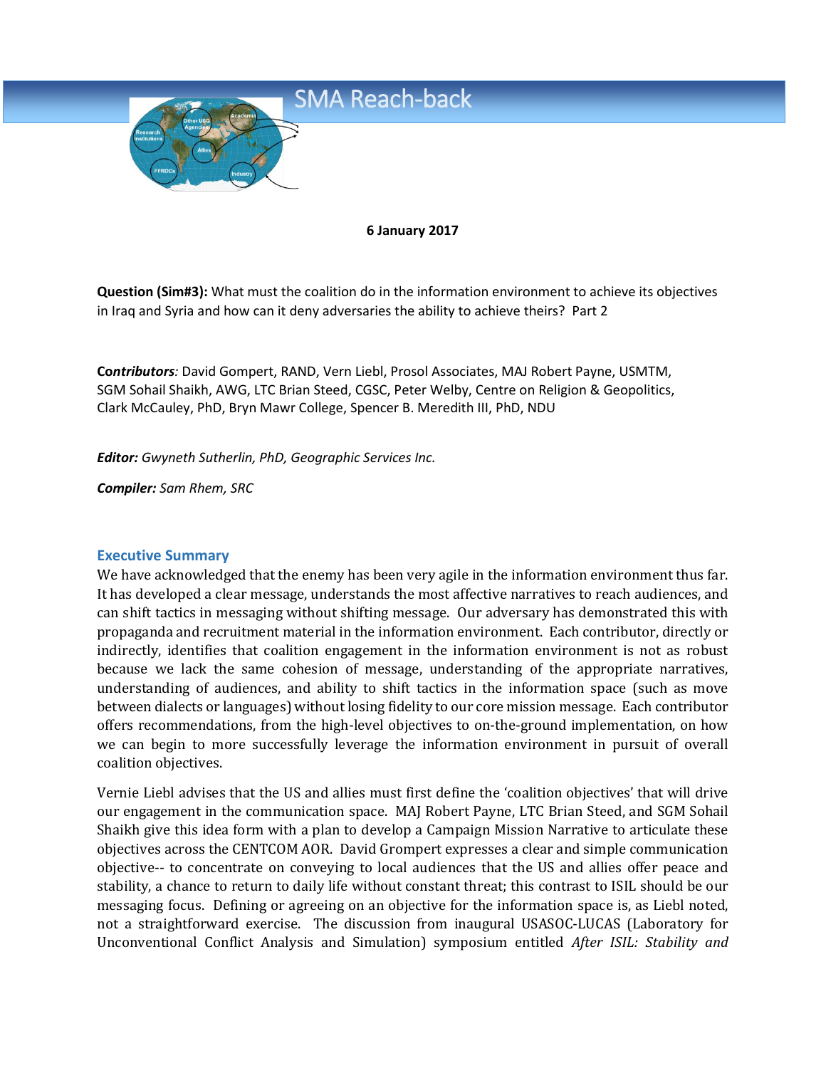# SMA Reach-back

**6 January 2017**

**Question (Sim#3):** What must the coalition do in the information environment to achieve its objectives in Iraq and Syria and how can it deny adversaries the ability to achieve theirs? Part 2

***Contributors***: David Gompert, RAND, Vern Liebl, Prosol Associates, MAJ Robert Payne, USMTM, SGM Sohail Shaikh, AWG, LTC Brian Steed, CGSC, Peter Welby, Centre on Religion & Geopolitics, Clark McCauley, PhD, Bryn Mawr College, Spencer B. Meredith III, PhD, NDU

***Editor:*** *Gwyneth Sutherlin, PhD, Geographic Services Inc.*

***Compiler:*** *Sam Rhem, SRC*

## Executive Summary

We have acknowledged that the enemy has been very agile in the information environment thus far. It has developed a clear message, understands the most affective narratives to reach audiences, and can shift tactics in messaging without shifting message. Our adversary has demonstrated this with propaganda and recruitment material in the information environment. Each contributor, directly or indirectly, identifies that coalition engagement in the information environment is not as robust because we lack the same cohesion of message, understanding of the appropriate narratives, understanding of audiences, and ability to shift tactics in the information space (such as move between dialects or languages) without losing fidelity to our core mission message. Each contributor offers recommendations, from the high-level objectives to on-the-ground implementation, on how we can begin to more successfully leverage the information environment in pursuit of overall coalition objectives.

Vernie Liebl advises that the US and allies must first define the 'coalition objectives' that will drive our engagement in the communication space. MAJ Robert Payne, LTC Brian Steed, and SGM Sohail Shaikh give this idea form with a plan to develop a Campaign Mission Narrative to articulate these objectives across the CENTCOM AOR. David Grompert expresses a clear and simple communication objective-- to concentrate on conveying to local audiences that the US and allies offer peace and stability, a chance to return to daily life without constant threat; this contrast to ISIL should be our messaging focus. Defining or agreeing on an objective for the information space is, as Liebl noted, not a straightforward exercise. The discussion from inaugural USASOC-LUCAS (Laboratory for Unconventional Conflict Analysis and Simulation) symposium entitled *After ISIL: Stability and*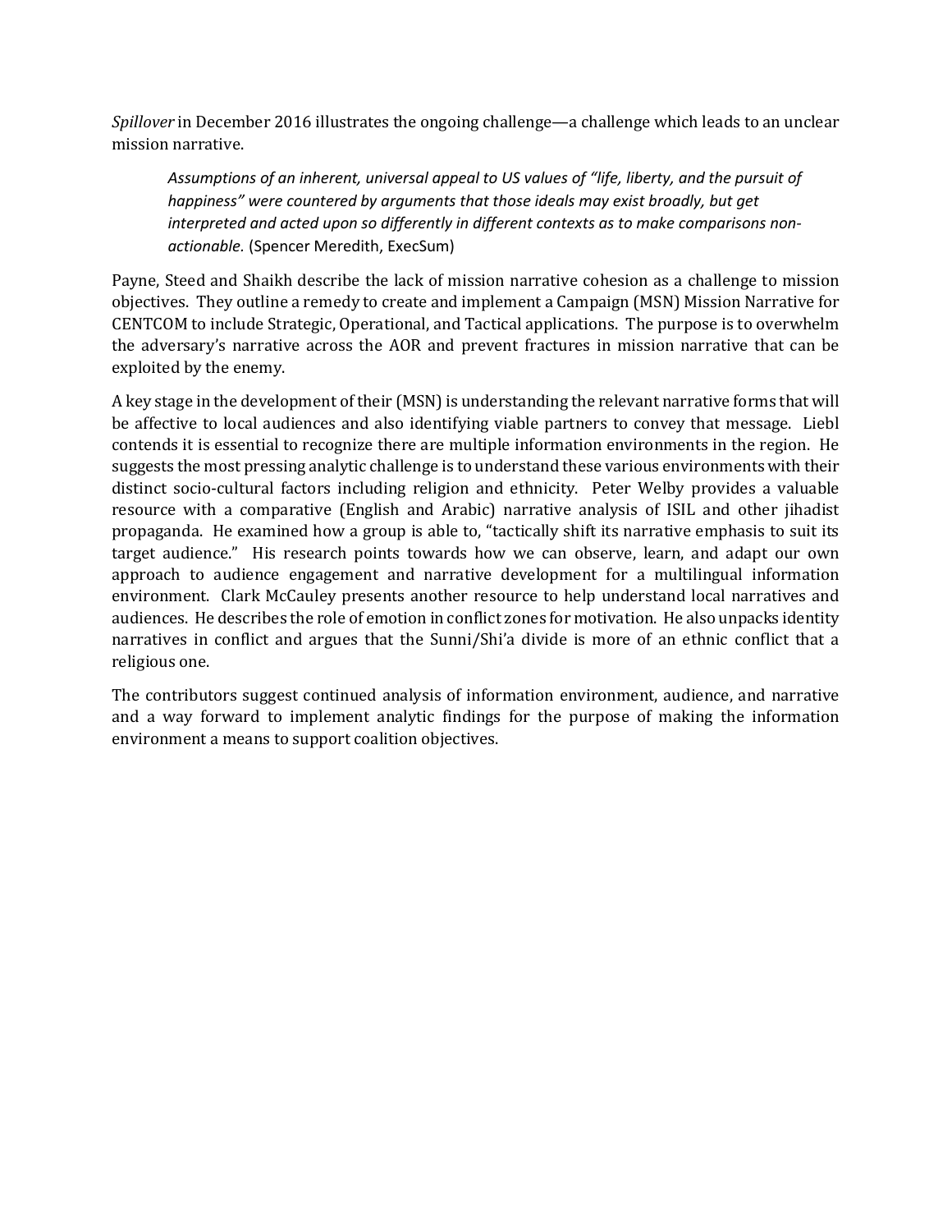*Spillover* in December 2016 illustrates the ongoing challenge—a challenge which leads to an unclear mission narrative.

> *Assumptions of an inherent, universal appeal to US values of "life, liberty, and the pursuit of happiness" were countered by arguments that those ideals may exist broadly, but get interpreted and acted upon so differently in different contexts as to make comparisons non-actionable.* (Spencer Meredith, ExecSum)

Payne, Steed and Shaikh describe the lack of mission narrative cohesion as a challenge to mission objectives. They outline a remedy to create and implement a Campaign (MSN) Mission Narrative for CENTCOM to include Strategic, Operational, and Tactical applications. The purpose is to overwhelm the adversary's narrative across the AOR and prevent fractures in mission narrative that can be exploited by the enemy.

A key stage in the development of their (MSN) is understanding the relevant narrative forms that will be affective to local audiences and also identifying viable partners to convey that message. Liebl contends it is essential to recognize there are multiple information environments in the region. He suggests the most pressing analytic challenge is to understand these various environments with their distinct socio-cultural factors including religion and ethnicity. Peter Welby provides a valuable resource with a comparative (English and Arabic) narrative analysis of ISIL and other jihadist propaganda. He examined how a group is able to, "tactically shift its narrative emphasis to suit its target audience." His research points towards how we can observe, learn, and adapt our own approach to audience engagement and narrative development for a multilingual information environment. Clark McCauley presents another resource to help understand local narratives and audiences. He describes the role of emotion in conflict zones for motivation. He also unpacks identity narratives in conflict and argues that the Sunni/Shi'a divide is more of an ethnic conflict that a religious one.

The contributors suggest continued analysis of information environment, audience, and narrative and a way forward to implement analytic findings for the purpose of making the information environment a means to support coalition objectives.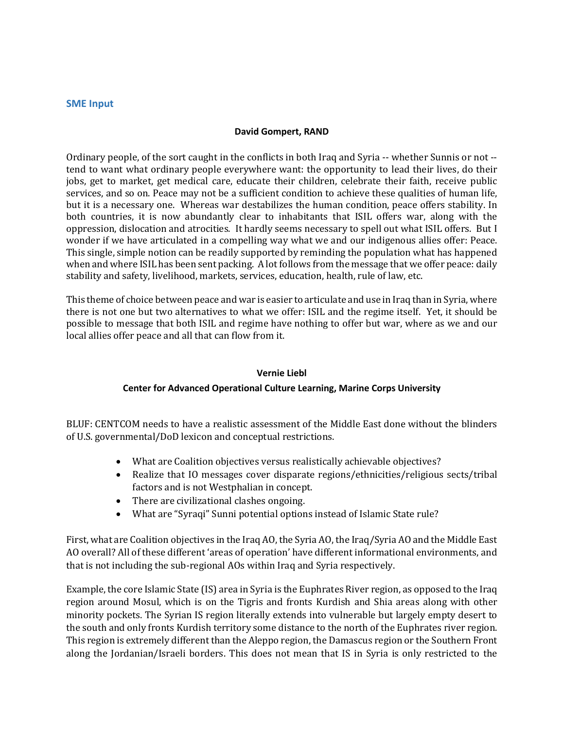## SME Input

**David Gompert, RAND**

Ordinary people, of the sort caught in the conflicts in both Iraq and Syria -- whether Sunnis or not -- tend to want what ordinary people everywhere want: the opportunity to lead their lives, do their jobs, get to market, get medical care, educate their children, celebrate their faith, receive public services, and so on. Peace may not be a sufficient condition to achieve these qualities of human life, but it is a necessary one. Whereas war destabilizes the human condition, peace offers stability. In both countries, it is now abundantly clear to inhabitants that ISIL offers war, along with the oppression, dislocation and atrocities. It hardly seems necessary to spell out what ISIL offers. But I wonder if we have articulated in a compelling way what we and our indigenous allies offer: Peace. This single, simple notion can be readily supported by reminding the population what has happened when and where ISIL has been sent packing. A lot follows from the message that we offer peace: daily stability and safety, livelihood, markets, services, education, health, rule of law, etc.

This theme of choice between peace and war is easier to articulate and use in Iraq than in Syria, where there is not one but two alternatives to what we offer: ISIL and the regime itself. Yet, it should be possible to message that both ISIL and regime have nothing to offer but war, where as we and our local allies offer peace and all that can flow from it.

**Vernie Liebl**

**Center for Advanced Operational Culture Learning, Marine Corps University**

BLUF: CENTCOM needs to have a realistic assessment of the Middle East done without the blinders of U.S. governmental/DoD lexicon and conceptual restrictions.

- What are Coalition objectives versus realistically achievable objectives?
- Realize that IO messages cover disparate regions/ethnicities/religious sects/tribal factors and is not Westphalian in concept.
- There are civilizational clashes ongoing.
- What are "Syraqi" Sunni potential options instead of Islamic State rule?

First, what are Coalition objectives in the Iraq AO, the Syria AO, the Iraq/Syria AO and the Middle East AO overall? All of these different 'areas of operation' have different informational environments, and that is not including the sub-regional AOs within Iraq and Syria respectively.

Example, the core Islamic State (IS) area in Syria is the Euphrates River region, as opposed to the Iraq region around Mosul, which is on the Tigris and fronts Kurdish and Shia areas along with other minority pockets. The Syrian IS region literally extends into vulnerable but largely empty desert to the south and only fronts Kurdish territory some distance to the north of the Euphrates river region. This region is extremely different than the Aleppo region, the Damascus region or the Southern Front along the Jordanian/Israeli borders. This does not mean that IS in Syria is only restricted to the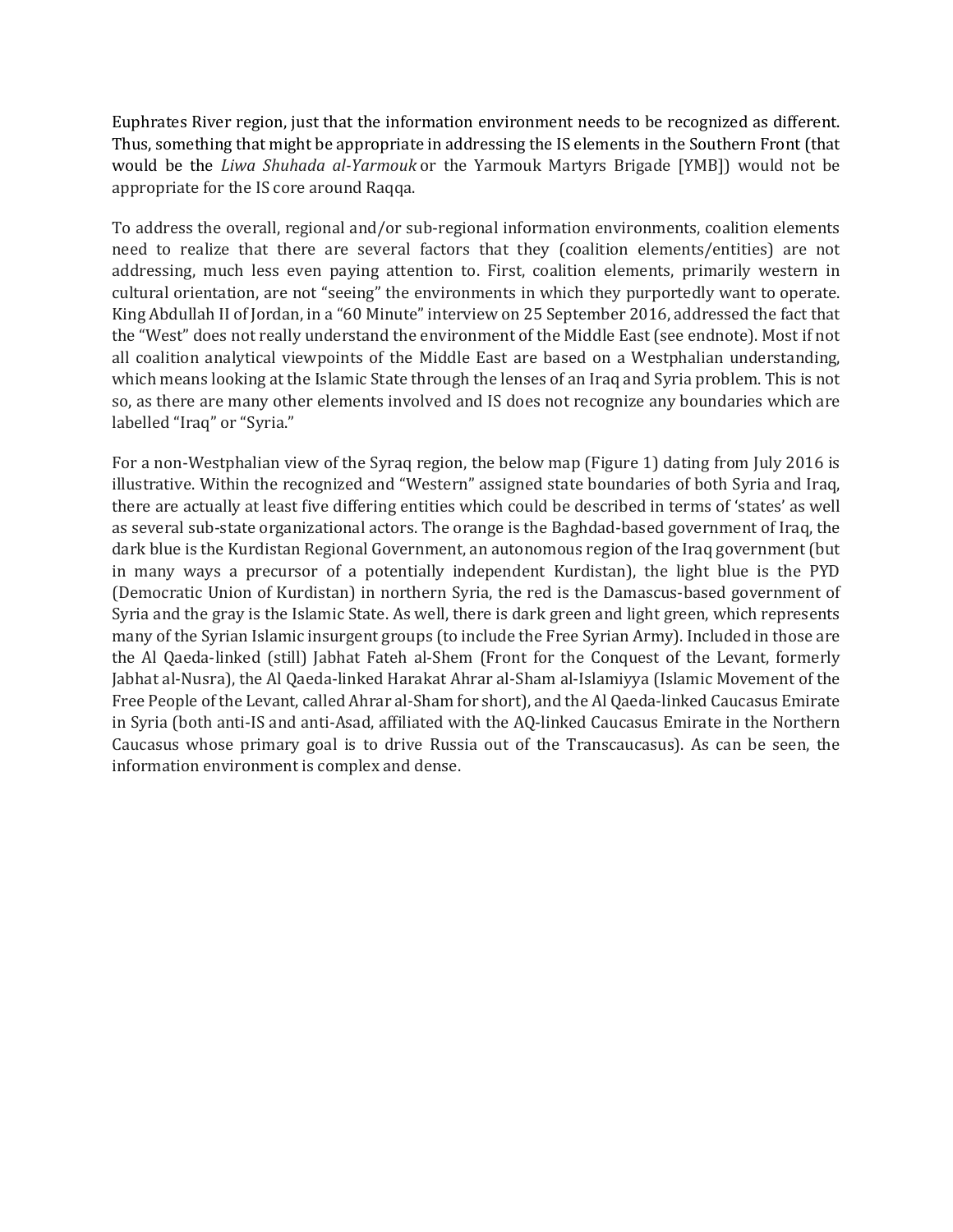Euphrates River region, just that the information environment needs to be recognized as different. Thus, something that might be appropriate in addressing the IS elements in the Southern Front (that would be the *Liwa Shuhada al-Yarmouk* or the Yarmouk Martyrs Brigade [YMB]) would not be appropriate for the IS core around Raqqa.

To address the overall, regional and/or sub-regional information environments, coalition elements need to realize that there are several factors that they (coalition elements/entities) are not addressing, much less even paying attention to. First, coalition elements, primarily western in cultural orientation, are not "seeing" the environments in which they purportedly want to operate. King Abdullah II of Jordan, in a "60 Minute" interview on 25 September 2016, addressed the fact that the "West" does not really understand the environment of the Middle East (see endnote). Most if not all coalition analytical viewpoints of the Middle East are based on a Westphalian understanding, which means looking at the Islamic State through the lenses of an Iraq and Syria problem. This is not so, as there are many other elements involved and IS does not recognize any boundaries which are labelled "Iraq" or "Syria."

For a non-Westphalian view of the Syraq region, the below map (Figure 1) dating from July 2016 is illustrative. Within the recognized and "Western" assigned state boundaries of both Syria and Iraq, there are actually at least five differing entities which could be described in terms of 'states' as well as several sub-state organizational actors. The orange is the Baghdad-based government of Iraq, the dark blue is the Kurdistan Regional Government, an autonomous region of the Iraq government (but in many ways a precursor of a potentially independent Kurdistan), the light blue is the PYD (Democratic Union of Kurdistan) in northern Syria, the red is the Damascus-based government of Syria and the gray is the Islamic State. As well, there is dark green and light green, which represents many of the Syrian Islamic insurgent groups (to include the Free Syrian Army). Included in those are the Al Qaeda-linked (still) Jabhat Fateh al-Shem (Front for the Conquest of the Levant, formerly Jabhat al-Nusra), the Al Qaeda-linked Harakat Ahrar al-Sham al-Islamiyya (Islamic Movement of the Free People of the Levant, called Ahrar al-Sham for short), and the Al Qaeda-linked Caucasus Emirate in Syria (both anti-IS and anti-Asad, affiliated with the AQ-linked Caucasus Emirate in the Northern Caucasus whose primary goal is to drive Russia out of the Transcaucasus). As can be seen, the information environment is complex and dense.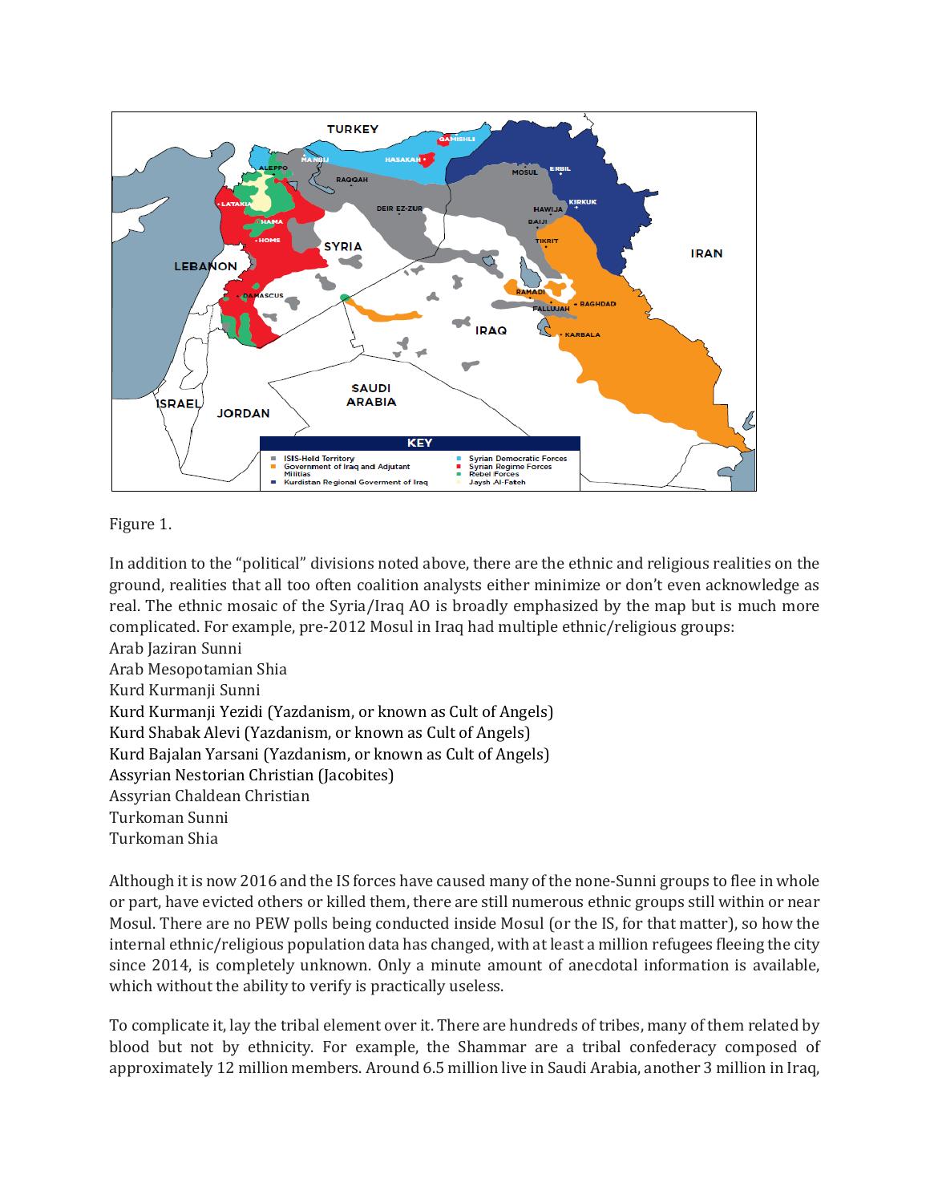Figure 1.

In addition to the "political" divisions noted above, there are the ethnic and religious realities on the ground, realities that all too often coalition analysts either minimize or don't even acknowledge as real. The ethnic mosaic of the Syria/Iraq AO is broadly emphasized by the map but is much more complicated. For example, pre-2012 Mosul in Iraq had multiple ethnic/religious groups:

Arab Jaziran Sunni
Arab Mesopotamian Shia
Kurd Kurmanji Sunni
Kurd Kurmanji Yezidi (Yazdanism, or known as Cult of Angels)
Kurd Shabak Alevi (Yazdanism, or known as Cult of Angels)
Kurd Bajalan Yarsani (Yazdanism, or known as Cult of Angels)
Assyrian Nestorian Christian (Jacobites)
Assyrian Chaldean Christian
Turkoman Sunni
Turkoman Shia

Although it is now 2016 and the IS forces have caused many of the none-Sunni groups to flee in whole or part, have evicted others or killed them, there are still numerous ethnic groups still within or near Mosul. There are no PEW polls being conducted inside Mosul (or the IS, for that matter), so how the internal ethnic/religious population data has changed, with at least a million refugees fleeing the city since 2014, is completely unknown. Only a minute amount of anecdotal information is available, which without the ability to verify is practically useless.

To complicate it, lay the tribal element over it. There are hundreds of tribes, many of them related by blood but not by ethnicity. For example, the Shammar are a tribal confederacy composed of approximately 12 million members. Around 6.5 million live in Saudi Arabia, another 3 million in Iraq,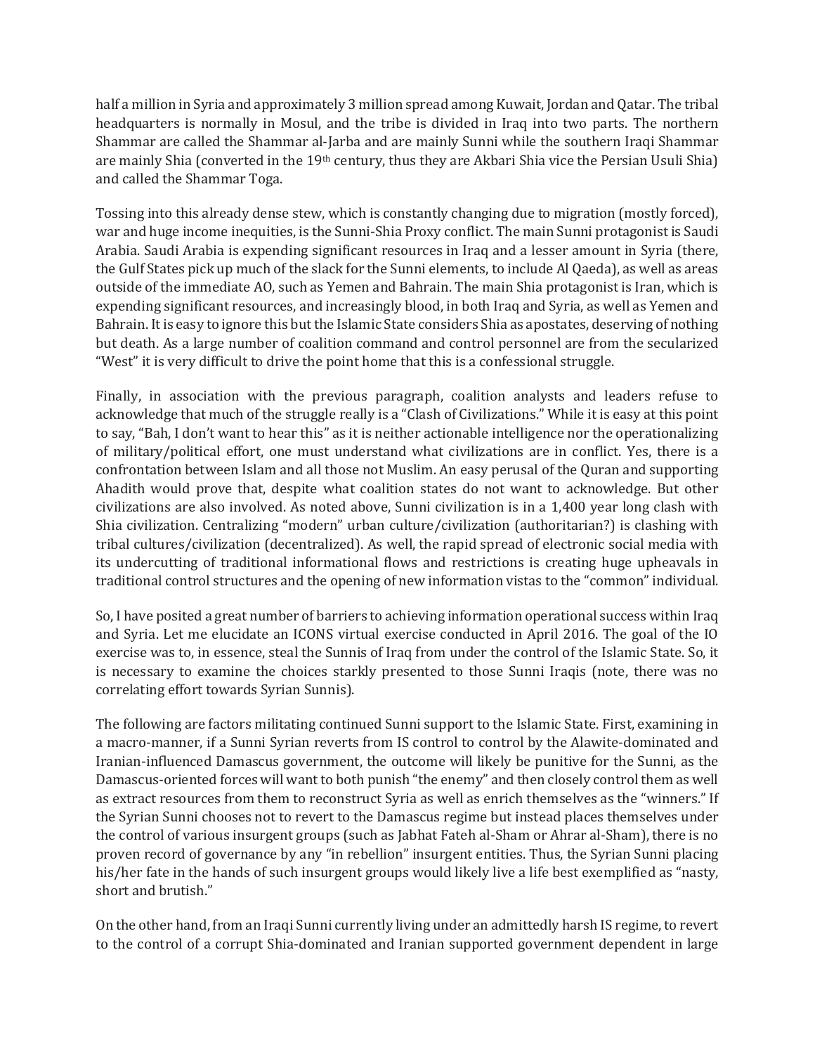half a million in Syria and approximately 3 million spread among Kuwait, Jordan and Qatar. The tribal headquarters is normally in Mosul, and the tribe is divided in Iraq into two parts. The northern Shammar are called the Shammar al-Jarba and are mainly Sunni while the southern Iraqi Shammar are mainly Shia (converted in the 19th century, thus they are Akbari Shia vice the Persian Usuli Shia) and called the Shammar Toga.

Tossing into this already dense stew, which is constantly changing due to migration (mostly forced), war and huge income inequities, is the Sunni-Shia Proxy conflict. The main Sunni protagonist is Saudi Arabia. Saudi Arabia is expending significant resources in Iraq and a lesser amount in Syria (there, the Gulf States pick up much of the slack for the Sunni elements, to include Al Qaeda), as well as areas outside of the immediate AO, such as Yemen and Bahrain. The main Shia protagonist is Iran, which is expending significant resources, and increasingly blood, in both Iraq and Syria, as well as Yemen and Bahrain. It is easy to ignore this but the Islamic State considers Shia as apostates, deserving of nothing but death. As a large number of coalition command and control personnel are from the secularized "West" it is very difficult to drive the point home that this is a confessional struggle.

Finally, in association with the previous paragraph, coalition analysts and leaders refuse to acknowledge that much of the struggle really is a "Clash of Civilizations." While it is easy at this point to say, "Bah, I don't want to hear this" as it is neither actionable intelligence nor the operationalizing of military/political effort, one must understand what civilizations are in conflict. Yes, there is a confrontation between Islam and all those not Muslim. An easy perusal of the Quran and supporting Ahadith would prove that, despite what coalition states do not want to acknowledge. But other civilizations are also involved. As noted above, Sunni civilization is in a 1,400 year long clash with Shia civilization. Centralizing "modern" urban culture/civilization (authoritarian?) is clashing with tribal cultures/civilization (decentralized). As well, the rapid spread of electronic social media with its undercutting of traditional informational flows and restrictions is creating huge upheavals in traditional control structures and the opening of new information vistas to the "common" individual.

So, I have posited a great number of barriers to achieving information operational success within Iraq and Syria. Let me elucidate an ICONS virtual exercise conducted in April 2016. The goal of the IO exercise was to, in essence, steal the Sunnis of Iraq from under the control of the Islamic State. So, it is necessary to examine the choices starkly presented to those Sunni Iraqis (note, there was no correlating effort towards Syrian Sunnis).

The following are factors militating continued Sunni support to the Islamic State. First, examining in a macro-manner, if a Sunni Syrian reverts from IS control to control by the Alawite-dominated and Iranian-influenced Damascus government, the outcome will likely be punitive for the Sunni, as the Damascus-oriented forces will want to both punish "the enemy" and then closely control them as well as extract resources from them to reconstruct Syria as well as enrich themselves as the "winners." If the Syrian Sunni chooses not to revert to the Damascus regime but instead places themselves under the control of various insurgent groups (such as Jabhat Fateh al-Sham or Ahrar al-Sham), there is no proven record of governance by any "in rebellion" insurgent entities. Thus, the Syrian Sunni placing his/her fate in the hands of such insurgent groups would likely live a life best exemplified as "nasty, short and brutish."

On the other hand, from an Iraqi Sunni currently living under an admittedly harsh IS regime, to revert to the control of a corrupt Shia-dominated and Iranian supported government dependent in large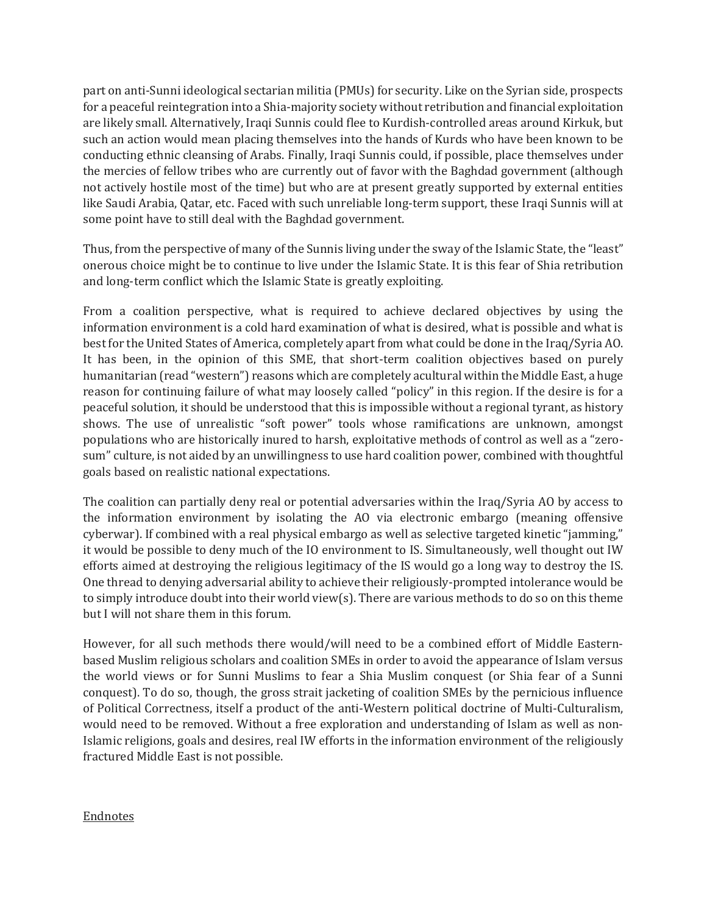part on anti-Sunni ideological sectarian militia (PMUs) for security. Like on the Syrian side, prospects for a peaceful reintegration into a Shia-majority society without retribution and financial exploitation are likely small. Alternatively, Iraqi Sunnis could flee to Kurdish-controlled areas around Kirkuk, but such an action would mean placing themselves into the hands of Kurds who have been known to be conducting ethnic cleansing of Arabs. Finally, Iraqi Sunnis could, if possible, place themselves under the mercies of fellow tribes who are currently out of favor with the Baghdad government (although not actively hostile most of the time) but who are at present greatly supported by external entities like Saudi Arabia, Qatar, etc. Faced with such unreliable long-term support, these Iraqi Sunnis will at some point have to still deal with the Baghdad government.

Thus, from the perspective of many of the Sunnis living under the sway of the Islamic State, the "least" onerous choice might be to continue to live under the Islamic State. It is this fear of Shia retribution and long-term conflict which the Islamic State is greatly exploiting.

From a coalition perspective, what is required to achieve declared objectives by using the information environment is a cold hard examination of what is desired, what is possible and what is best for the United States of America, completely apart from what could be done in the Iraq/Syria AO. It has been, in the opinion of this SME, that short-term coalition objectives based on purely humanitarian (read "western") reasons which are completely acultural within the Middle East, a huge reason for continuing failure of what may loosely called "policy" in this region. If the desire is for a peaceful solution, it should be understood that this is impossible without a regional tyrant, as history shows. The use of unrealistic "soft power" tools whose ramifications are unknown, amongst populations who are historically inured to harsh, exploitative methods of control as well as a "zero-sum" culture, is not aided by an unwillingness to use hard coalition power, combined with thoughtful goals based on realistic national expectations.

The coalition can partially deny real or potential adversaries within the Iraq/Syria AO by access to the information environment by isolating the AO via electronic embargo (meaning offensive cyberwar). If combined with a real physical embargo as well as selective targeted kinetic "jamming," it would be possible to deny much of the IO environment to IS. Simultaneously, well thought out IW efforts aimed at destroying the religious legitimacy of the IS would go a long way to destroy the IS. One thread to denying adversarial ability to achieve their religiously-prompted intolerance would be to simply introduce doubt into their world view(s). There are various methods to do so on this theme but I will not share them in this forum.

However, for all such methods there would/will need to be a combined effort of Middle Eastern-based Muslim religious scholars and coalition SMEs in order to avoid the appearance of Islam versus the world views or for Sunni Muslims to fear a Shia Muslim conquest (or Shia fear of a Sunni conquest). To do so, though, the gross strait jacketing of coalition SMEs by the pernicious influence of Political Correctness, itself a product of the anti-Western political doctrine of Multi-Culturalism, would need to be removed. Without a free exploration and understanding of Islam as well as non-Islamic religions, goals and desires, real IW efforts in the information environment of the religiously fractured Middle East is not possible.

<u>Endnotes</u>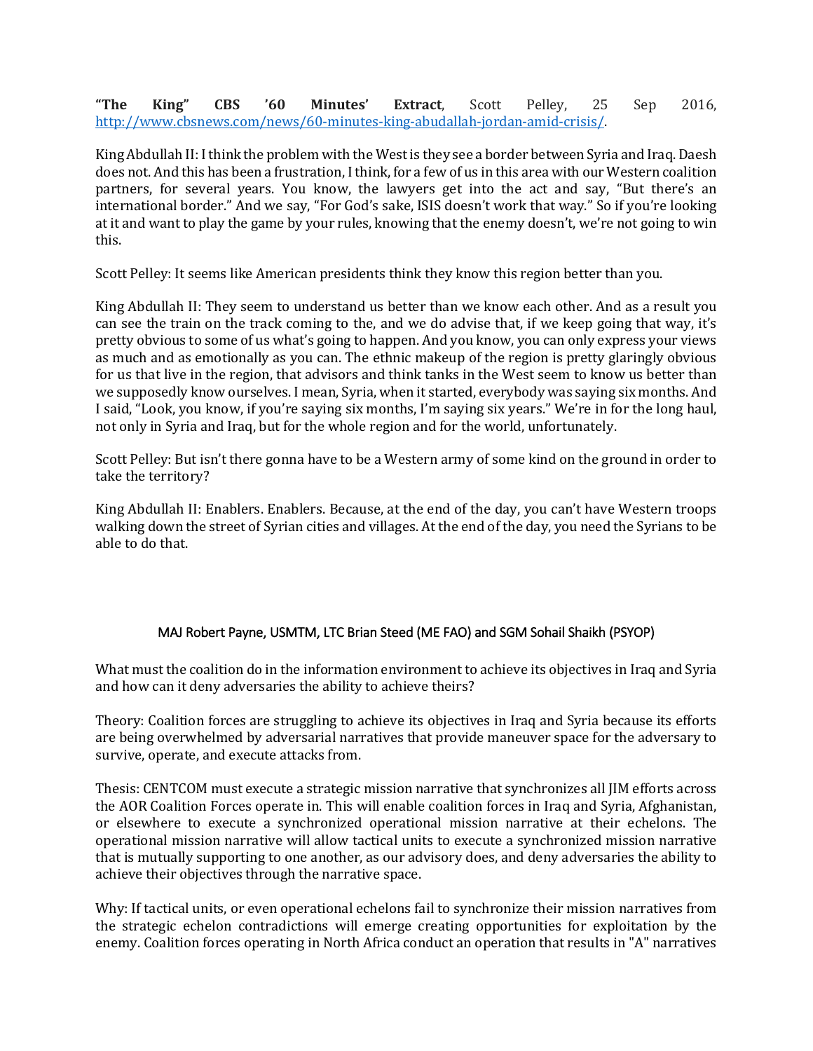**"The King" CBS '60 Minutes' Extract**, Scott Pelley, 25 Sep 2016, [http://www.cbsnews.com/news/60-minutes-king-abudallah-jordan-amid-crisis/](http://www.cbsnews.com/news/60-minutes-king-abudallah-jordan-amid-crisis/).

King Abdullah II: I think the problem with the West is they see a border between Syria and Iraq. Daesh does not. And this has been a frustration, I think, for a few of us in this area with our Western coalition partners, for several years. You know, the lawyers get into the act and say, "But there's an international border." And we say, "For God's sake, ISIS doesn't work that way." So if you're looking at it and want to play the game by your rules, knowing that the enemy doesn't, we're not going to win this.

Scott Pelley: It seems like American presidents think they know this region better than you.

King Abdullah II: They seem to understand us better than we know each other. And as a result you can see the train on the track coming to the, and we do advise that, if we keep going that way, it's pretty obvious to some of us what's going to happen. And you know, you can only express your views as much and as emotionally as you can. The ethnic makeup of the region is pretty glaringly obvious for us that live in the region, that advisors and think tanks in the West seem to know us better than we supposedly know ourselves. I mean, Syria, when it started, everybody was saying six months. And I said, "Look, you know, if you're saying six months, I'm saying six years." We're in for the long haul, not only in Syria and Iraq, but for the whole region and for the world, unfortunately.

Scott Pelley: But isn't there gonna have to be a Western army of some kind on the ground in order to take the territory?

King Abdullah II: Enablers. Enablers. Because, at the end of the day, you can't have Western troops walking down the street of Syrian cities and villages. At the end of the day, you need the Syrians to be able to do that.

MAJ Robert Payne, USMTM, LTC Brian Steed (ME FAO) and SGM Sohail Shaikh (PSYOP)

What must the coalition do in the information environment to achieve its objectives in Iraq and Syria and how can it deny adversaries the ability to achieve theirs?

Theory: Coalition forces are struggling to achieve its objectives in Iraq and Syria because its efforts are being overwhelmed by adversarial narratives that provide maneuver space for the adversary to survive, operate, and execute attacks from.

Thesis: CENTCOM must execute a strategic mission narrative that synchronizes all JIM efforts across the AOR Coalition Forces operate in. This will enable coalition forces in Iraq and Syria, Afghanistan, or elsewhere to execute a synchronized operational mission narrative at their echelons. The operational mission narrative will allow tactical units to execute a synchronized mission narrative that is mutually supporting to one another, as our advisory does, and deny adversaries the ability to achieve their objectives through the narrative space.

Why: If tactical units, or even operational echelons fail to synchronize their mission narratives from the strategic echelon contradictions will emerge creating opportunities for exploitation by the enemy. Coalition forces operating in North Africa conduct an operation that results in "A" narratives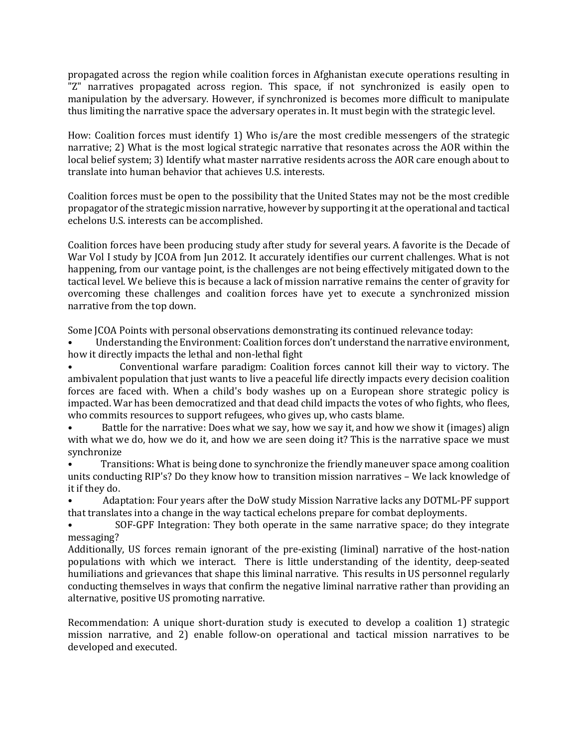propagated across the region while coalition forces in Afghanistan execute operations resulting in "Z" narratives propagated across region. This space, if not synchronized is easily open to manipulation by the adversary. However, if synchronized is becomes more difficult to manipulate thus limiting the narrative space the adversary operates in. It must begin with the strategic level.

How: Coalition forces must identify 1) Who is/are the most credible messengers of the strategic narrative; 2) What is the most logical strategic narrative that resonates across the AOR within the local belief system; 3) Identify what master narrative residents across the AOR care enough about to translate into human behavior that achieves U.S. interests.

Coalition forces must be open to the possibility that the United States may not be the most credible propagator of the strategic mission narrative, however by supporting it at the operational and tactical echelons U.S. interests can be accomplished.

Coalition forces have been producing study after study for several years. A favorite is the Decade of War Vol I study by JCOA from Jun 2012. It accurately identifies our current challenges. What is not happening, from our vantage point, is the challenges are not being effectively mitigated down to the tactical level. We believe this is because a lack of mission narrative remains the center of gravity for overcoming these challenges and coalition forces have yet to execute a synchronized mission narrative from the top down.

Some JCOA Points with personal observations demonstrating its continued relevance today:

- Understanding the Environment: Coalition forces don't understand the narrative environment, how it directly impacts the lethal and non-lethal fight
- Conventional warfare paradigm: Coalition forces cannot kill their way to victory. The ambivalent population that just wants to live a peaceful life directly impacts every decision coalition forces are faced with. When a child's body washes up on a European shore strategic policy is impacted. War has been democratized and that dead child impacts the votes of who fights, who flees, who commits resources to support refugees, who gives up, who casts blame.
- Battle for the narrative: Does what we say, how we say it, and how we show it (images) align with what we do, how we do it, and how we are seen doing it? This is the narrative space we must synchronize
- Transitions: What is being done to synchronize the friendly maneuver space among coalition units conducting RIP's? Do they know how to transition mission narratives – We lack knowledge of it if they do.
- Adaptation: Four years after the DoW study Mission Narrative lacks any DOTML-PF support that translates into a change in the way tactical echelons prepare for combat deployments.
- SOF-GPF Integration: They both operate in the same narrative space; do they integrate messaging?

Additionally, US forces remain ignorant of the pre-existing (liminal) narrative of the host-nation populations with which we interact. There is little understanding of the identity, deep-seated humiliations and grievances that shape this liminal narrative. This results in US personnel regularly conducting themselves in ways that confirm the negative liminal narrative rather than providing an alternative, positive US promoting narrative.

Recommendation: A unique short-duration study is executed to develop a coalition 1) strategic mission narrative, and 2) enable follow-on operational and tactical mission narratives to be developed and executed.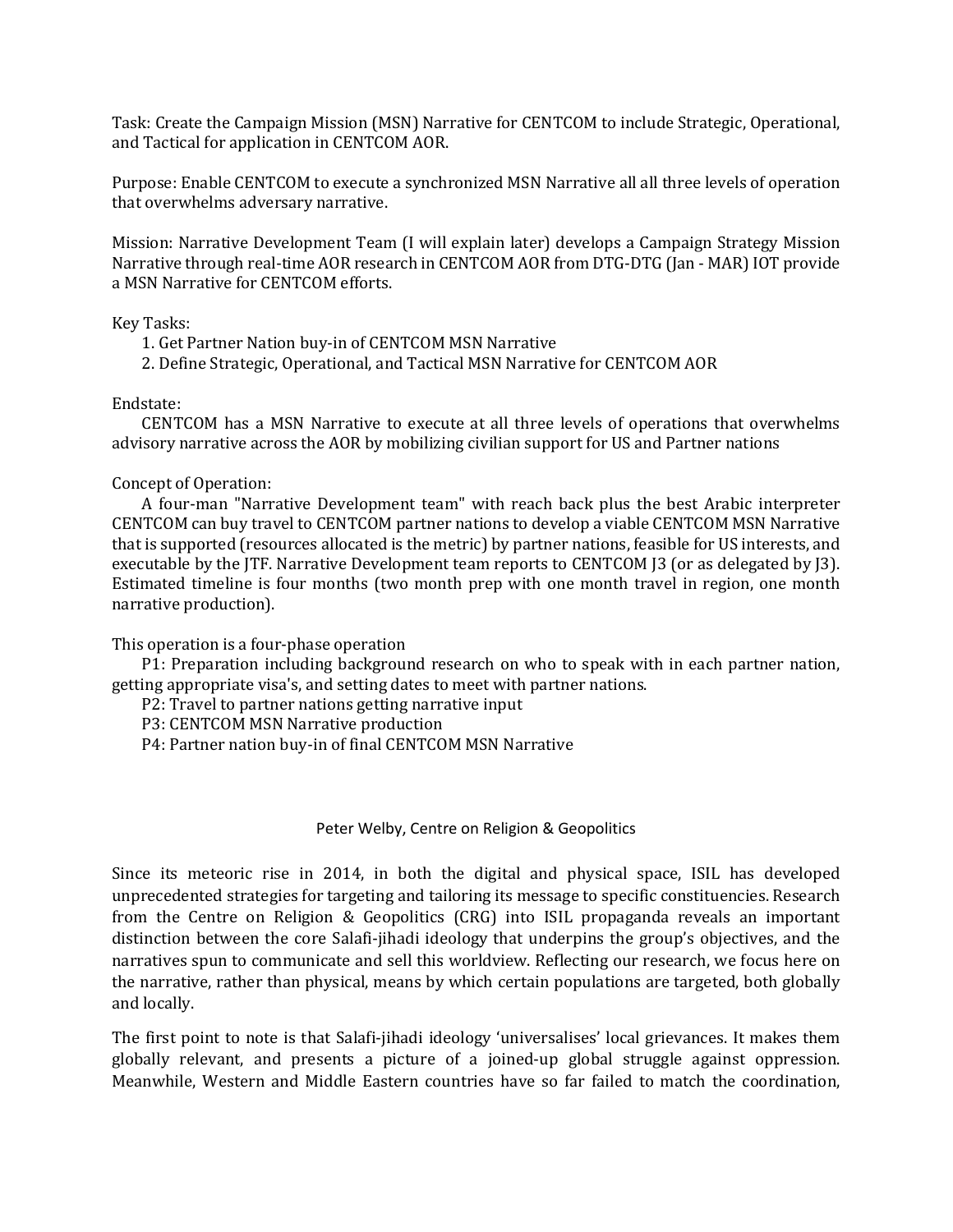Task: Create the Campaign Mission (MSN) Narrative for CENTCOM to include Strategic, Operational, and Tactical for application in CENTCOM AOR.

Purpose: Enable CENTCOM to execute a synchronized MSN Narrative all all three levels of operation that overwhelms adversary narrative.

Mission: Narrative Development Team (I will explain later) develops a Campaign Strategy Mission Narrative through real-time AOR research in CENTCOM AOR from DTG-DTG (Jan - MAR) IOT provide a MSN Narrative for CENTCOM efforts.

Key Tasks:

1. Get Partner Nation buy-in of CENTCOM MSN Narrative
2. Define Strategic, Operational, and Tactical MSN Narrative for CENTCOM AOR

Endstate:

CENTCOM has a MSN Narrative to execute at all three levels of operations that overwhelms advisory narrative across the AOR by mobilizing civilian support for US and Partner nations

Concept of Operation:

A four-man "Narrative Development team" with reach back plus the best Arabic interpreter CENTCOM can buy travel to CENTCOM partner nations to develop a viable CENTCOM MSN Narrative that is supported (resources allocated is the metric) by partner nations, feasible for US interests, and executable by the JTF. Narrative Development team reports to CENTCOM J3 (or as delegated by J3). Estimated timeline is four months (two month prep with one month travel in region, one month narrative production).

This operation is a four-phase operation

P1: Preparation including background research on who to speak with in each partner nation, getting appropriate visa's, and setting dates to meet with partner nations.

P2: Travel to partner nations getting narrative input

P3: CENTCOM MSN Narrative production

P4: Partner nation buy-in of final CENTCOM MSN Narrative

Peter Welby, Centre on Religion & Geopolitics

Since its meteoric rise in 2014, in both the digital and physical space, ISIL has developed unprecedented strategies for targeting and tailoring its message to specific constituencies. Research from the Centre on Religion & Geopolitics (CRG) into ISIL propaganda reveals an important distinction between the core Salafi-jihadi ideology that underpins the group's objectives, and the narratives spun to communicate and sell this worldview. Reflecting our research, we focus here on the narrative, rather than physical, means by which certain populations are targeted, both globally and locally.

The first point to note is that Salafi-jihadi ideology 'universalises' local grievances. It makes them globally relevant, and presents a picture of a joined-up global struggle against oppression. Meanwhile, Western and Middle Eastern countries have so far failed to match the coordination,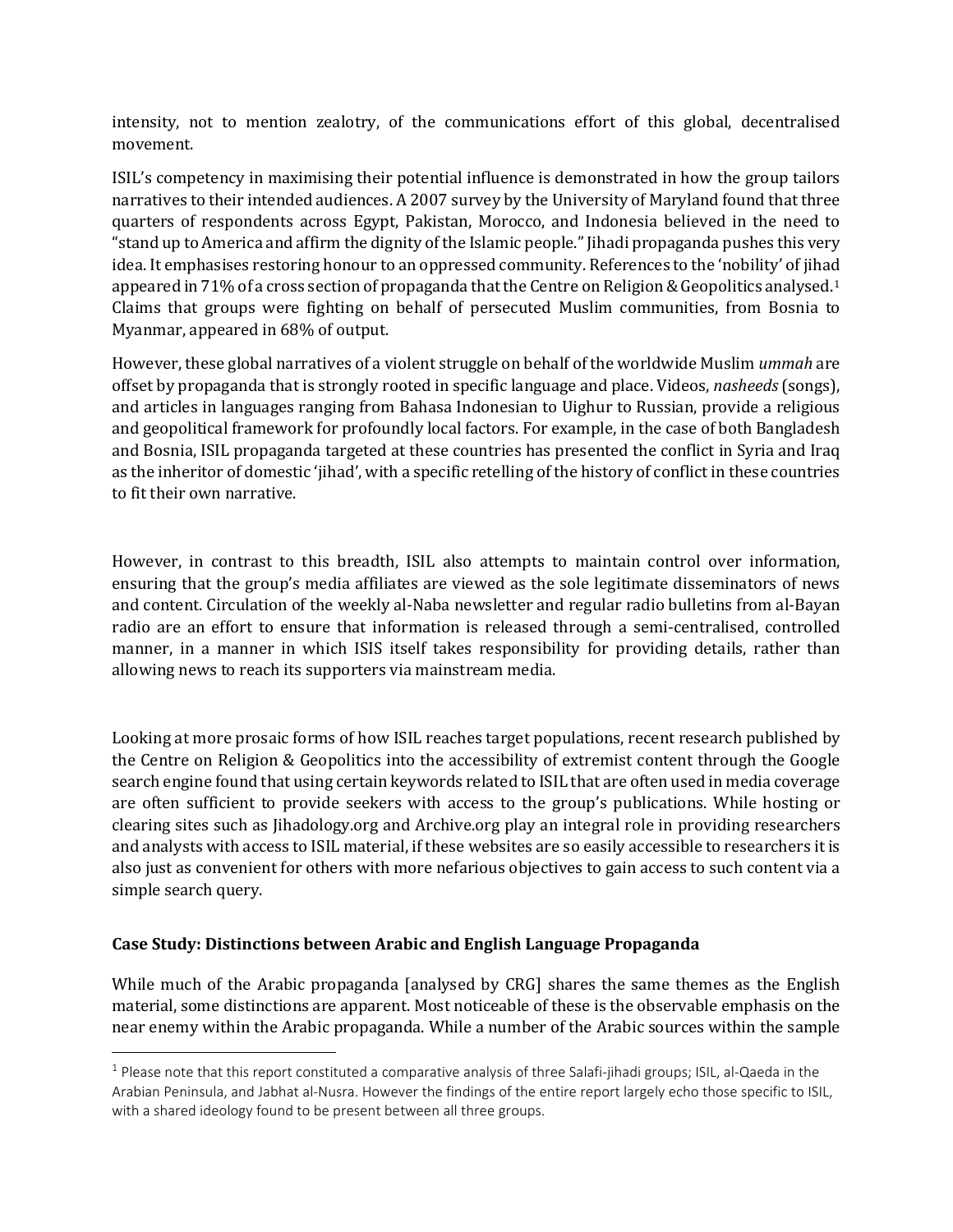intensity, not to mention zealotry, of the communications effort of this global, decentralised movement.

ISIL's competency in maximising their potential influence is demonstrated in how the group tailors narratives to their intended audiences. A 2007 survey by the University of Maryland found that three quarters of respondents across Egypt, Pakistan, Morocco, and Indonesia believed in the need to "stand up to America and affirm the dignity of the Islamic people." Jihadi propaganda pushes this very idea. It emphasises restoring honour to an oppressed community. References to the 'nobility' of jihad appeared in 71% of a cross section of propaganda that the Centre on Religion & Geopolitics analysed.[1] Claims that groups were fighting on behalf of persecuted Muslim communities, from Bosnia to Myanmar, appeared in 68% of output.

However, these global narratives of a violent struggle on behalf of the worldwide Muslim *ummah* are offset by propaganda that is strongly rooted in specific language and place. Videos, *nasheeds* (songs), and articles in languages ranging from Bahasa Indonesian to Uighur to Russian, provide a religious and geopolitical framework for profoundly local factors. For example, in the case of both Bangladesh and Bosnia, ISIL propaganda targeted at these countries has presented the conflict in Syria and Iraq as the inheritor of domestic 'jihad', with a specific retelling of the history of conflict in these countries to fit their own narrative.

However, in contrast to this breadth, ISIL also attempts to maintain control over information, ensuring that the group's media affiliates are viewed as the sole legitimate disseminators of news and content. Circulation of the weekly al-Naba newsletter and regular radio bulletins from al-Bayan radio are an effort to ensure that information is released through a semi-centralised, controlled manner, in a manner in which ISIS itself takes responsibility for providing details, rather than allowing news to reach its supporters via mainstream media.

Looking at more prosaic forms of how ISIL reaches target populations, recent research published by the Centre on Religion & Geopolitics into the accessibility of extremist content through the Google search engine found that using certain keywords related to ISIL that are often used in media coverage are often sufficient to provide seekers with access to the group's publications. While hosting or clearing sites such as Jihadology.org and Archive.org play an integral role in providing researchers and analysts with access to ISIL material, if these websites are so easily accessible to researchers it is also just as convenient for others with more nefarious objectives to gain access to such content via a simple search query.

**Case Study: Distinctions between Arabic and English Language Propaganda**

While much of the Arabic propaganda [analysed by CRG] shares the same themes as the English material, some distinctions are apparent. Most noticeable of these is the observable emphasis on the near enemy within the Arabic propaganda. While a number of the Arabic sources within the sample

---

[1] Please note that this report constituted a comparative analysis of three Salafi-jihadi groups; ISIL, al-Qaeda in the Arabian Peninsula, and Jabhat al-Nusra. However the findings of the entire report largely echo those specific to ISIL, with a shared ideology found to be present between all three groups.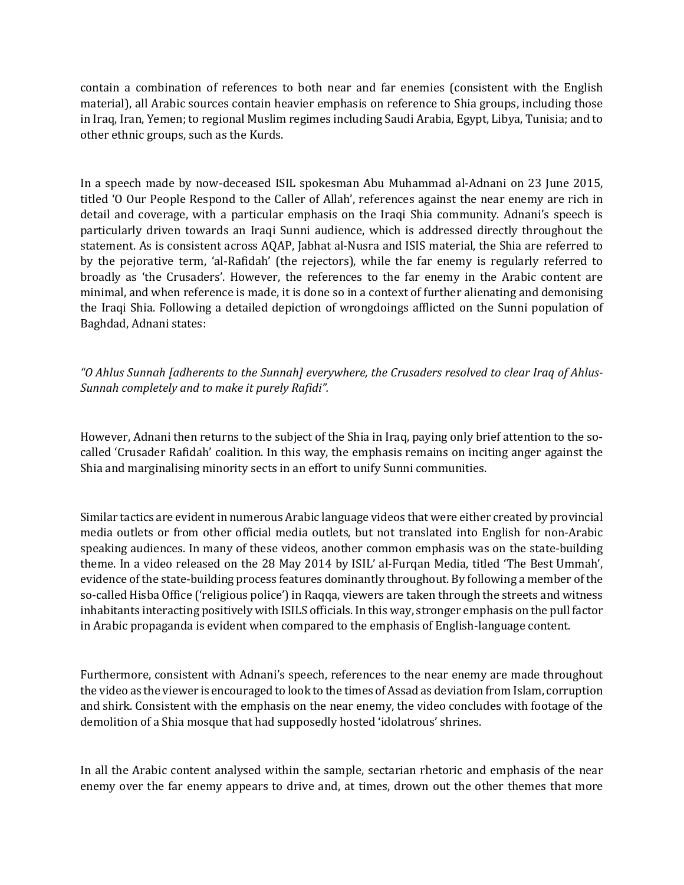contain a combination of references to both near and far enemies (consistent with the English material), all Arabic sources contain heavier emphasis on reference to Shia groups, including those in Iraq, Iran, Yemen; to regional Muslim regimes including Saudi Arabia, Egypt, Libya, Tunisia; and to other ethnic groups, such as the Kurds.

In a speech made by now-deceased ISIL spokesman Abu Muhammad al-Adnani on 23 June 2015, titled 'O Our People Respond to the Caller of Allah', references against the near enemy are rich in detail and coverage, with a particular emphasis on the Iraqi Shia community. Adnani's speech is particularly driven towards an Iraqi Sunni audience, which is addressed directly throughout the statement. As is consistent across AQAP, Jabhat al-Nusra and ISIS material, the Shia are referred to by the pejorative term, 'al-Rafidah' (the rejectors), while the far enemy is regularly referred to broadly as 'the Crusaders'. However, the references to the far enemy in the Arabic content are minimal, and when reference is made, it is done so in a context of further alienating and demonising the Iraqi Shia. Following a detailed depiction of wrongdoings afflicted on the Sunni population of Baghdad, Adnani states:

*"O Ahlus Sunnah [adherents to the Sunnah] everywhere, the Crusaders resolved to clear Iraq of Ahlus-Sunnah completely and to make it purely Rafidi".*

However, Adnani then returns to the subject of the Shia in Iraq, paying only brief attention to the so-called 'Crusader Rafidah' coalition. In this way, the emphasis remains on inciting anger against the Shia and marginalising minority sects in an effort to unify Sunni communities.

Similar tactics are evident in numerous Arabic language videos that were either created by provincial media outlets or from other official media outlets, but not translated into English for non-Arabic speaking audiences. In many of these videos, another common emphasis was on the state-building theme. In a video released on the 28 May 2014 by ISIL' al-Furqan Media, titled 'The Best Ummah', evidence of the state-building process features dominantly throughout. By following a member of the so-called Hisba Office ('religious police') in Raqqa, viewers are taken through the streets and witness inhabitants interacting positively with ISILS officials. In this way, stronger emphasis on the pull factor in Arabic propaganda is evident when compared to the emphasis of English-language content.

Furthermore, consistent with Adnani's speech, references to the near enemy are made throughout the video as the viewer is encouraged to look to the times of Assad as deviation from Islam, corruption and shirk. Consistent with the emphasis on the near enemy, the video concludes with footage of the demolition of a Shia mosque that had supposedly hosted 'idolatrous' shrines.

In all the Arabic content analysed within the sample, sectarian rhetoric and emphasis of the near enemy over the far enemy appears to drive and, at times, drown out the other themes that more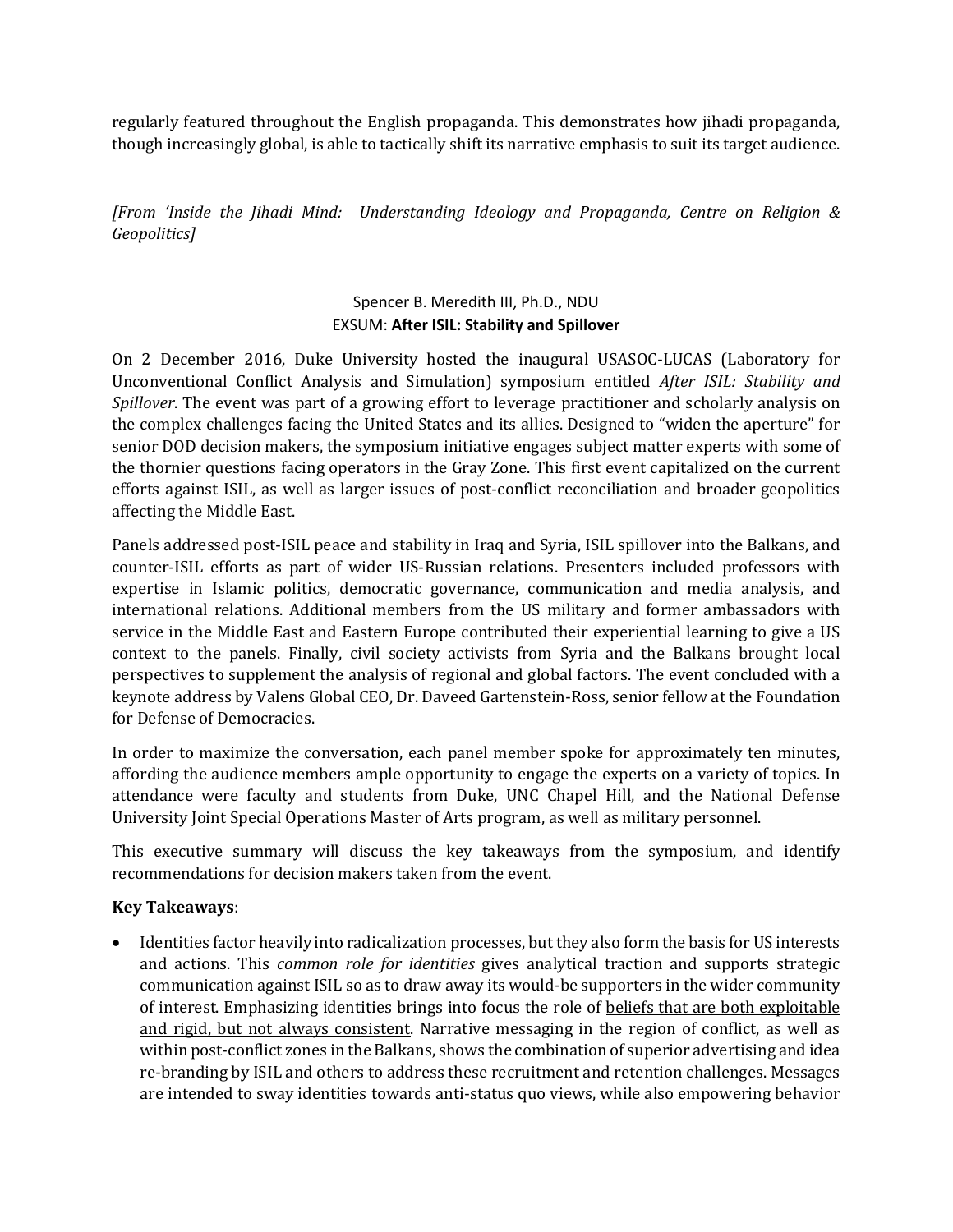regularly featured throughout the English propaganda. This demonstrates how jihadi propaganda, though increasingly global, is able to tactically shift its narrative emphasis to suit its target audience.

*[From 'Inside the Jihadi Mind: Understanding Ideology and Propaganda, Centre on Religion & Geopolitics]*

Spencer B. Meredith III, Ph.D., NDU
EXSUM: **After ISIL: Stability and Spillover**

On 2 December 2016, Duke University hosted the inaugural USASOC-LUCAS (Laboratory for Unconventional Conflict Analysis and Simulation) symposium entitled *After ISIL: Stability and Spillover*. The event was part of a growing effort to leverage practitioner and scholarly analysis on the complex challenges facing the United States and its allies. Designed to "widen the aperture" for senior DOD decision makers, the symposium initiative engages subject matter experts with some of the thornier questions facing operators in the Gray Zone. This first event capitalized on the current efforts against ISIL, as well as larger issues of post-conflict reconciliation and broader geopolitics affecting the Middle East.

Panels addressed post-ISIL peace and stability in Iraq and Syria, ISIL spillover into the Balkans, and counter-ISIL efforts as part of wider US-Russian relations. Presenters included professors with expertise in Islamic politics, democratic governance, communication and media analysis, and international relations. Additional members from the US military and former ambassadors with service in the Middle East and Eastern Europe contributed their experiential learning to give a US context to the panels. Finally, civil society activists from Syria and the Balkans brought local perspectives to supplement the analysis of regional and global factors. The event concluded with a keynote address by Valens Global CEO, Dr. Daveed Gartenstein-Ross, senior fellow at the Foundation for Defense of Democracies.

In order to maximize the conversation, each panel member spoke for approximately ten minutes, affording the audience members ample opportunity to engage the experts on a variety of topics. In attendance were faculty and students from Duke, UNC Chapel Hill, and the National Defense University Joint Special Operations Master of Arts program, as well as military personnel.

This executive summary will discuss the key takeaways from the symposium, and identify recommendations for decision makers taken from the event.

**Key Takeaways**:

- Identities factor heavily into radicalization processes, but they also form the basis for US interests and actions. This *common role for identities* gives analytical traction and supports strategic communication against ISIL so as to draw away its would-be supporters in the wider community of interest. Emphasizing identities brings into focus the role of <u>beliefs that are both exploitable and rigid, but not always consistent</u>. Narrative messaging in the region of conflict, as well as within post-conflict zones in the Balkans, shows the combination of superior advertising and idea re-branding by ISIL and others to address these recruitment and retention challenges. Messages are intended to sway identities towards anti-status quo views, while also empowering behavior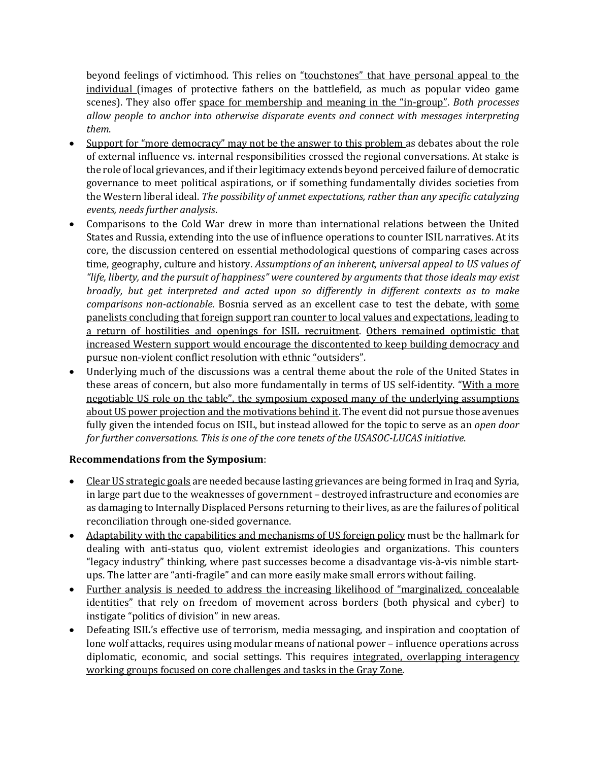beyond feelings of victimhood. This relies on <u>"touchstones" that have personal appeal to the individual</u> (images of protective fathers on the battlefield, as much as popular video game scenes). They also offer <u>space for membership and meaning in the "in-group"</u>. *Both processes allow people to anchor into otherwise disparate events and connect with messages interpreting them*.

- <u>Support for "more democracy" may not be the answer to this problem</u> as debates about the role of external influence vs. internal responsibilities crossed the regional conversations. At stake is the role of local grievances, and if their legitimacy extends beyond perceived failure of democratic governance to meet political aspirations, or if something fundamentally divides societies from the Western liberal ideal. *The possibility of unmet expectations, rather than any specific catalyzing events, needs further analysis*.
- Comparisons to the Cold War drew in more than international relations between the United States and Russia, extending into the use of influence operations to counter ISIL narratives. At its core, the discussion centered on essential methodological questions of comparing cases across time, geography, culture and history. *Assumptions of an inherent, universal appeal to US values of "life, liberty, and the pursuit of happiness" were countered by arguments that those ideals may exist broadly, but get interpreted and acted upon so differently in different contexts as to make comparisons non-actionable*. Bosnia served as an excellent case to test the debate, with <u>some panelists concluding that foreign support ran counter to local values and expectations, leading to a return of hostilities and openings for ISIL recruitment</u>. <u>Others remained optimistic that increased Western support would encourage the discontented to keep building democracy and pursue non-violent conflict resolution with ethnic "outsiders"</u>.
- Underlying much of the discussions was a central theme about the role of the United States in these areas of concern, but also more fundamentally in terms of US self-identity. "<u>With a more negotiable US role on the table", the symposium exposed many of the underlying assumptions about US power projection and the motivations behind it</u>. The event did not pursue those avenues fully given the intended focus on ISIL, but instead allowed for the topic to serve as an *open door for further conversations. This is one of the core tenets of the USASOC-LUCAS initiative*.

**Recommendations from the Symposium**:

- <u>Clear US strategic goals</u> are needed because lasting grievances are being formed in Iraq and Syria, in large part due to the weaknesses of government – destroyed infrastructure and economies are as damaging to Internally Displaced Persons returning to their lives, as are the failures of political reconciliation through one-sided governance.
- <u>Adaptability with the capabilities and mechanisms of US foreign policy</u> must be the hallmark for dealing with anti-status quo, violent extremist ideologies and organizations. This counters "legacy industry" thinking, where past successes become a disadvantage vis-à-vis nimble start-ups. The latter are "anti-fragile" and can more easily make small errors without failing.
- <u>Further analysis is needed to address the increasing likelihood of "marginalized, concealable identities"</u> that rely on freedom of movement across borders (both physical and cyber) to instigate "politics of division" in new areas.
- Defeating ISIL's effective use of terrorism, media messaging, and inspiration and cooptation of lone wolf attacks, requires using modular means of national power – influence operations across diplomatic, economic, and social settings. This requires <u>integrated, overlapping interagency working groups focused on core challenges and tasks in the Gray Zone</u>.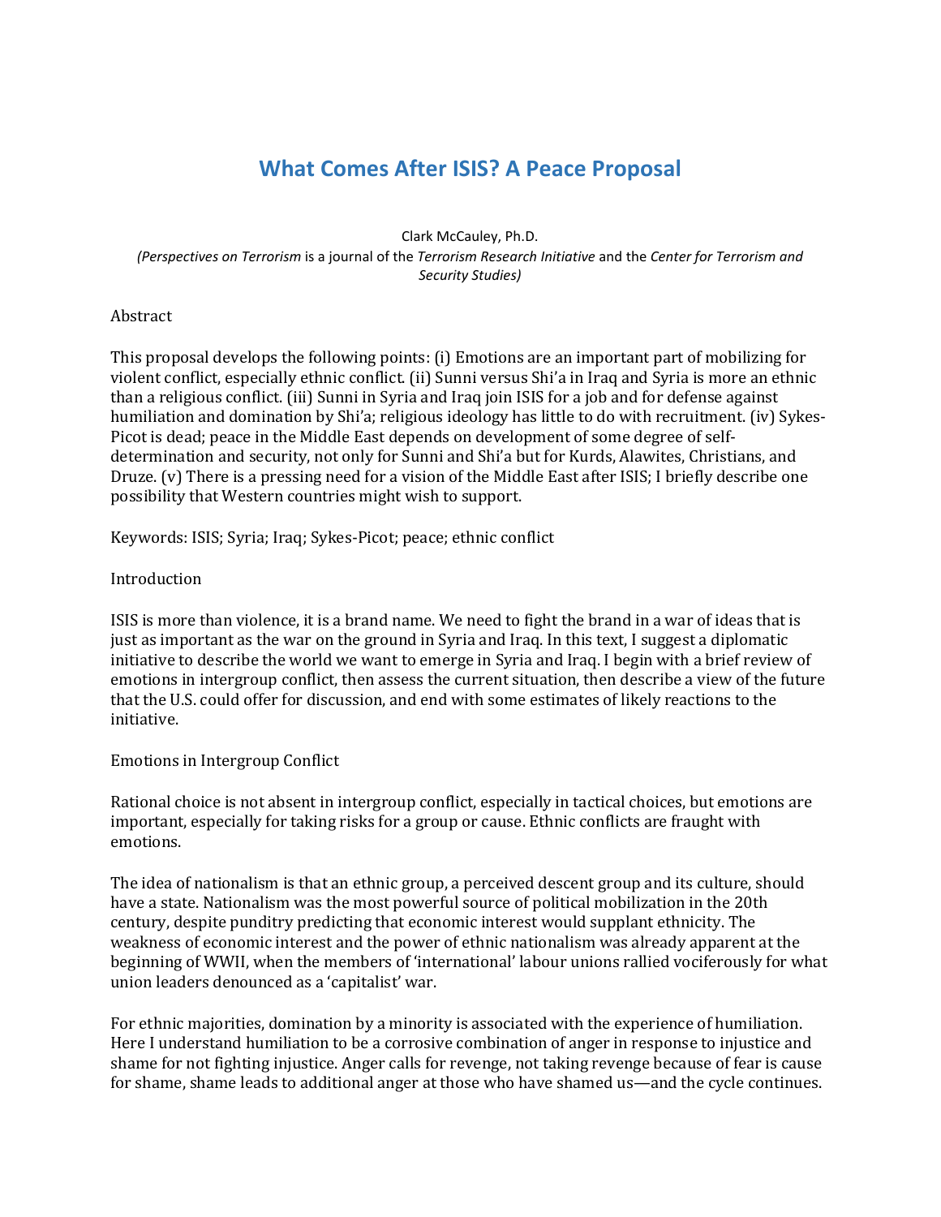# What Comes After ISIS? A Peace Proposal

Clark McCauley, Ph.D.

*(Perspectives on Terrorism* is a journal of the *Terrorism Research Initiative* and the *Center for Terrorism and Security Studies)*

Abstract

This proposal develops the following points: (i) Emotions are an important part of mobilizing for violent conflict, especially ethnic conflict. (ii) Sunni versus Shi'a in Iraq and Syria is more an ethnic than a religious conflict. (iii) Sunni in Syria and Iraq join ISIS for a job and for defense against humiliation and domination by Shi'a; religious ideology has little to do with recruitment. (iv) Sykes-Picot is dead; peace in the Middle East depends on development of some degree of self-determination and security, not only for Sunni and Shi'a but for Kurds, Alawites, Christians, and Druze. (v) There is a pressing need for a vision of the Middle East after ISIS; I briefly describe one possibility that Western countries might wish to support.

Keywords: ISIS; Syria; Iraq; Sykes-Picot; peace; ethnic conflict

Introduction

ISIS is more than violence, it is a brand name. We need to fight the brand in a war of ideas that is just as important as the war on the ground in Syria and Iraq. In this text, I suggest a diplomatic initiative to describe the world we want to emerge in Syria and Iraq. I begin with a brief review of emotions in intergroup conflict, then assess the current situation, then describe a view of the future that the U.S. could offer for discussion, and end with some estimates of likely reactions to the initiative.

Emotions in Intergroup Conflict

Rational choice is not absent in intergroup conflict, especially in tactical choices, but emotions are important, especially for taking risks for a group or cause. Ethnic conflicts are fraught with emotions.

The idea of nationalism is that an ethnic group, a perceived descent group and its culture, should have a state. Nationalism was the most powerful source of political mobilization in the 20th century, despite punditry predicting that economic interest would supplant ethnicity. The weakness of economic interest and the power of ethnic nationalism was already apparent at the beginning of WWII, when the members of 'international' labour unions rallied vociferously for what union leaders denounced as a 'capitalist' war.

For ethnic majorities, domination by a minority is associated with the experience of humiliation. Here I understand humiliation to be a corrosive combination of anger in response to injustice and shame for not fighting injustice. Anger calls for revenge, not taking revenge because of fear is cause for shame, shame leads to additional anger at those who have shamed us—and the cycle continues.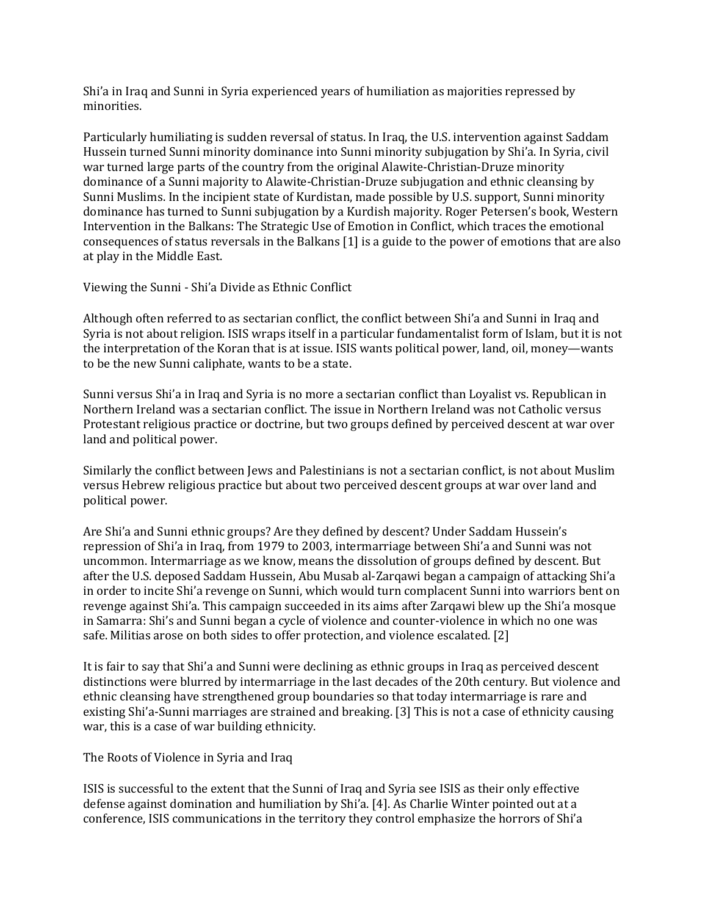Shi'a in Iraq and Sunni in Syria experienced years of humiliation as majorities repressed by minorities.

Particularly humiliating is sudden reversal of status. In Iraq, the U.S. intervention against Saddam Hussein turned Sunni minority dominance into Sunni minority subjugation by Shi'a. In Syria, civil war turned large parts of the country from the original Alawite-Christian-Druze minority dominance of a Sunni majority to Alawite-Christian-Druze subjugation and ethnic cleansing by Sunni Muslims. In the incipient state of Kurdistan, made possible by U.S. support, Sunni minority dominance has turned to Sunni subjugation by a Kurdish majority. Roger Petersen's book, Western Intervention in the Balkans: The Strategic Use of Emotion in Conflict, which traces the emotional consequences of status reversals in the Balkans [1] is a guide to the power of emotions that are also at play in the Middle East.

## Viewing the Sunni - Shi'a Divide as Ethnic Conflict

Although often referred to as sectarian conflict, the conflict between Shi'a and Sunni in Iraq and Syria is not about religion. ISIS wraps itself in a particular fundamentalist form of Islam, but it is not the interpretation of the Koran that is at issue. ISIS wants political power, land, oil, money—wants to be the new Sunni caliphate, wants to be a state.

Sunni versus Shi'a in Iraq and Syria is no more a sectarian conflict than Loyalist vs. Republican in Northern Ireland was a sectarian conflict. The issue in Northern Ireland was not Catholic versus Protestant religious practice or doctrine, but two groups defined by perceived descent at war over land and political power.

Similarly the conflict between Jews and Palestinians is not a sectarian conflict, is not about Muslim versus Hebrew religious practice but about two perceived descent groups at war over land and political power.

Are Shi'a and Sunni ethnic groups? Are they defined by descent? Under Saddam Hussein's repression of Shi'a in Iraq, from 1979 to 2003, intermarriage between Shi'a and Sunni was not uncommon. Intermarriage as we know, means the dissolution of groups defined by descent. But after the U.S. deposed Saddam Hussein, Abu Musab al-Zarqawi began a campaign of attacking Shi'a in order to incite Shi'a revenge on Sunni, which would turn complacent Sunni into warriors bent on revenge against Shi'a. This campaign succeeded in its aims after Zarqawi blew up the Shi'a mosque in Samarra: Shi's and Sunni began a cycle of violence and counter-violence in which no one was safe. Militias arose on both sides to offer protection, and violence escalated. [2]

It is fair to say that Shi'a and Sunni were declining as ethnic groups in Iraq as perceived descent distinctions were blurred by intermarriage in the last decades of the 20th century. But violence and ethnic cleansing have strengthened group boundaries so that today intermarriage is rare and existing Shi'a-Sunni marriages are strained and breaking. [3] This is not a case of ethnicity causing war, this is a case of war building ethnicity.

## The Roots of Violence in Syria and Iraq

ISIS is successful to the extent that the Sunni of Iraq and Syria see ISIS as their only effective defense against domination and humiliation by Shi'a. [4]. As Charlie Winter pointed out at a conference, ISIS communications in the territory they control emphasize the horrors of Shi'a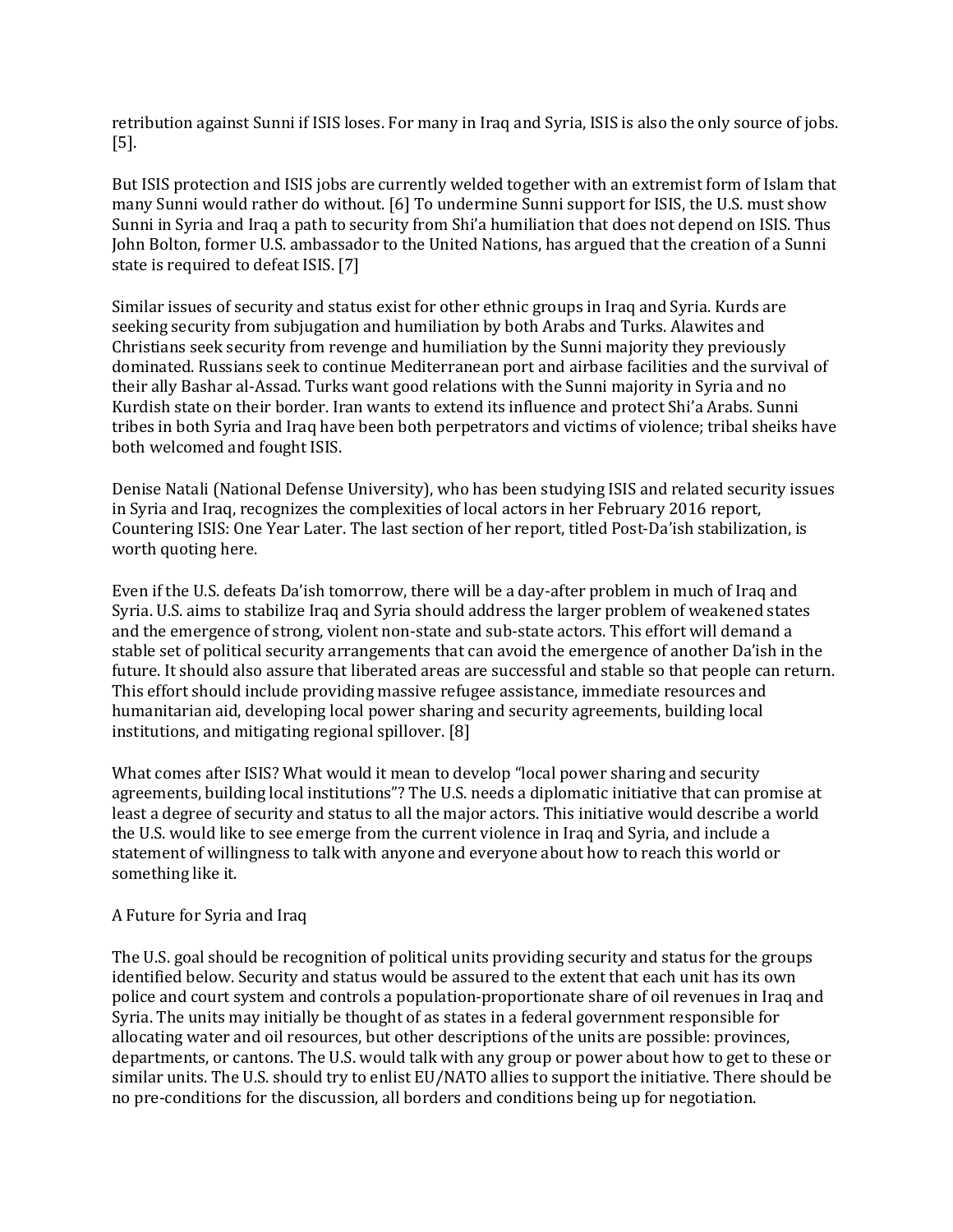retribution against Sunni if ISIS loses. For many in Iraq and Syria, ISIS is also the only source of jobs. [5].

But ISIS protection and ISIS jobs are currently welded together with an extremist form of Islam that many Sunni would rather do without. [6] To undermine Sunni support for ISIS, the U.S. must show Sunni in Syria and Iraq a path to security from Shi'a humiliation that does not depend on ISIS. Thus John Bolton, former U.S. ambassador to the United Nations, has argued that the creation of a Sunni state is required to defeat ISIS. [7]

Similar issues of security and status exist for other ethnic groups in Iraq and Syria. Kurds are seeking security from subjugation and humiliation by both Arabs and Turks. Alawites and Christians seek security from revenge and humiliation by the Sunni majority they previously dominated. Russians seek to continue Mediterranean port and airbase facilities and the survival of their ally Bashar al-Assad. Turks want good relations with the Sunni majority in Syria and no Kurdish state on their border. Iran wants to extend its influence and protect Shi'a Arabs. Sunni tribes in both Syria and Iraq have been both perpetrators and victims of violence; tribal sheiks have both welcomed and fought ISIS.

Denise Natali (National Defense University), who has been studying ISIS and related security issues in Syria and Iraq, recognizes the complexities of local actors in her February 2016 report, Countering ISIS: One Year Later. The last section of her report, titled Post-Da'ish stabilization, is worth quoting here.

Even if the U.S. defeats Da'ish tomorrow, there will be a day-after problem in much of Iraq and Syria. U.S. aims to stabilize Iraq and Syria should address the larger problem of weakened states and the emergence of strong, violent non-state and sub-state actors. This effort will demand a stable set of political security arrangements that can avoid the emergence of another Da'ish in the future. It should also assure that liberated areas are successful and stable so that people can return. This effort should include providing massive refugee assistance, immediate resources and humanitarian aid, developing local power sharing and security agreements, building local institutions, and mitigating regional spillover. [8]

What comes after ISIS? What would it mean to develop "local power sharing and security agreements, building local institutions"? The U.S. needs a diplomatic initiative that can promise at least a degree of security and status to all the major actors. This initiative would describe a world the U.S. would like to see emerge from the current violence in Iraq and Syria, and include a statement of willingness to talk with anyone and everyone about how to reach this world or something like it.

## A Future for Syria and Iraq

The U.S. goal should be recognition of political units providing security and status for the groups identified below. Security and status would be assured to the extent that each unit has its own police and court system and controls a population-proportionate share of oil revenues in Iraq and Syria. The units may initially be thought of as states in a federal government responsible for allocating water and oil resources, but other descriptions of the units are possible: provinces, departments, or cantons. The U.S. would talk with any group or power about how to get to these or similar units. The U.S. should try to enlist EU/NATO allies to support the initiative. There should be no pre-conditions for the discussion, all borders and conditions being up for negotiation.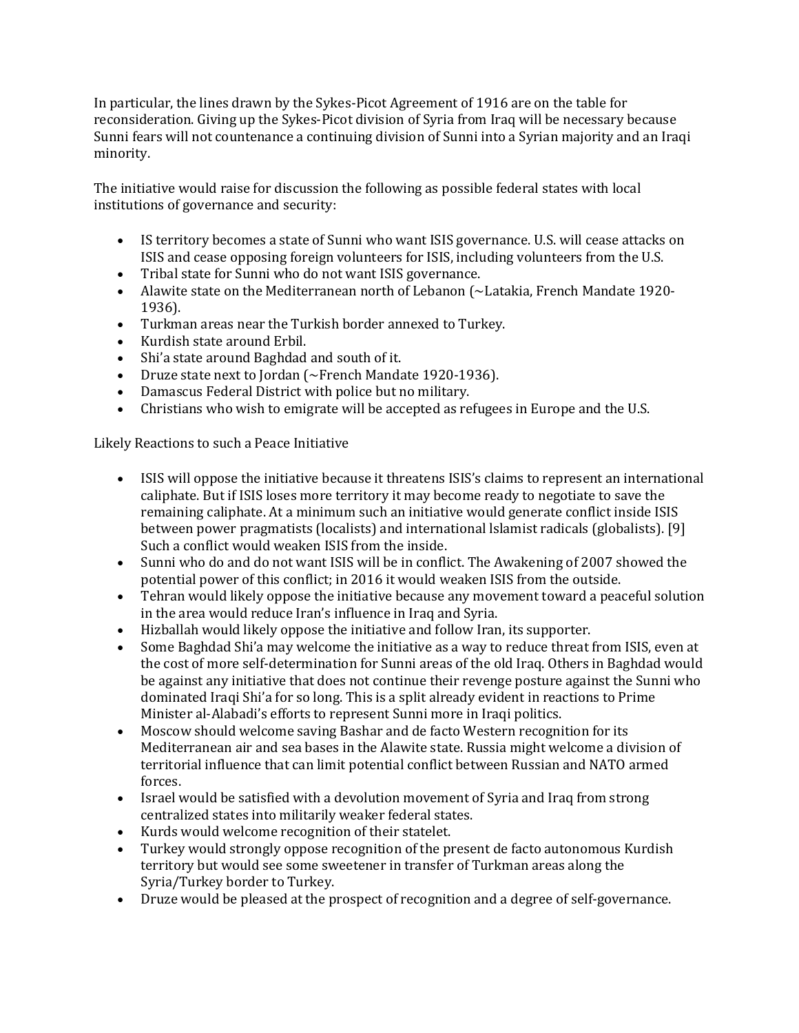In particular, the lines drawn by the Sykes-Picot Agreement of 1916 are on the table for reconsideration. Giving up the Sykes-Picot division of Syria from Iraq will be necessary because Sunni fears will not countenance a continuing division of Sunni into a Syrian majority and an Iraqi minority.

The initiative would raise for discussion the following as possible federal states with local institutions of governance and security:

- IS territory becomes a state of Sunni who want ISIS governance. U.S. will cease attacks on ISIS and cease opposing foreign volunteers for ISIS, including volunteers from the U.S.
- Tribal state for Sunni who do not want ISIS governance.
- Alawite state on the Mediterranean north of Lebanon (~Latakia, French Mandate 1920-1936).
- Turkman areas near the Turkish border annexed to Turkey.
- Kurdish state around Erbil.
- Shi'a state around Baghdad and south of it.
- Druze state next to Jordan (~French Mandate 1920-1936).
- Damascus Federal District with police but no military.
- Christians who wish to emigrate will be accepted as refugees in Europe and the U.S.

Likely Reactions to such a Peace Initiative

- ISIS will oppose the initiative because it threatens ISIS's claims to represent an international caliphate. But if ISIS loses more territory it may become ready to negotiate to save the remaining caliphate. At a minimum such an initiative would generate conflict inside ISIS between power pragmatists (localists) and international lslamist radicals (globalists). [9] Such a conflict would weaken ISIS from the inside.
- Sunni who do and do not want ISIS will be in conflict. The Awakening of 2007 showed the potential power of this conflict; in 2016 it would weaken ISIS from the outside.
- Tehran would likely oppose the initiative because any movement toward a peaceful solution in the area would reduce Iran's influence in Iraq and Syria.
- Hizballah would likely oppose the initiative and follow Iran, its supporter.
- Some Baghdad Shi'a may welcome the initiative as a way to reduce threat from ISIS, even at the cost of more self-determination for Sunni areas of the old Iraq. Others in Baghdad would be against any initiative that does not continue their revenge posture against the Sunni who dominated Iraqi Shi'a for so long. This is a split already evident in reactions to Prime Minister al-Alabadi's efforts to represent Sunni more in Iraqi politics.
- Moscow should welcome saving Bashar and de facto Western recognition for its Mediterranean air and sea bases in the Alawite state. Russia might welcome a division of territorial influence that can limit potential conflict between Russian and NATO armed forces.
- Israel would be satisfied with a devolution movement of Syria and Iraq from strong centralized states into militarily weaker federal states.
- Kurds would welcome recognition of their statelet.
- Turkey would strongly oppose recognition of the present de facto autonomous Kurdish territory but would see some sweetener in transfer of Turkman areas along the Syria/Turkey border to Turkey.
- Druze would be pleased at the prospect of recognition and a degree of self-governance.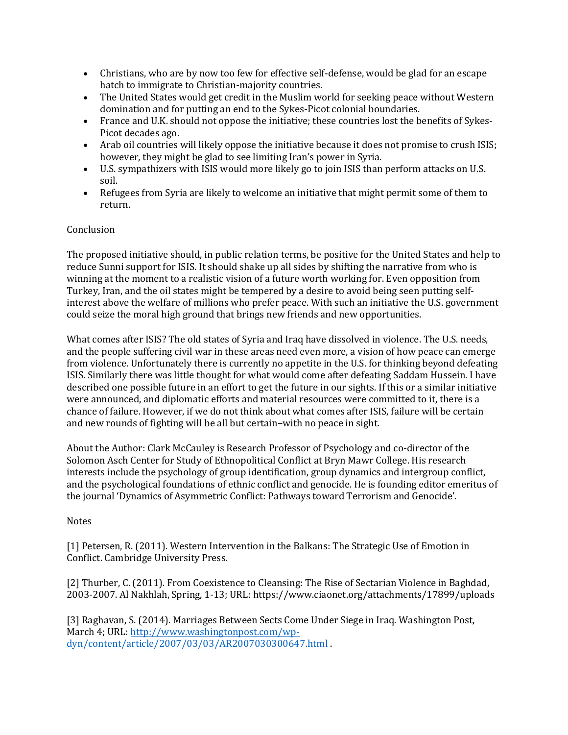- Christians, who are by now too few for effective self-defense, would be glad for an escape hatch to immigrate to Christian-majority countries.
- The United States would get credit in the Muslim world for seeking peace without Western domination and for putting an end to the Sykes-Picot colonial boundaries.
- France and U.K. should not oppose the initiative; these countries lost the benefits of Sykes-Picot decades ago.
- Arab oil countries will likely oppose the initiative because it does not promise to crush ISIS; however, they might be glad to see limiting Iran's power in Syria.
- U.S. sympathizers with ISIS would more likely go to join ISIS than perform attacks on U.S. soil.
- Refugees from Syria are likely to welcome an initiative that might permit some of them to return.

Conclusion

The proposed initiative should, in public relation terms, be positive for the United States and help to reduce Sunni support for ISIS. It should shake up all sides by shifting the narrative from who is winning at the moment to a realistic vision of a future worth working for. Even opposition from Turkey, Iran, and the oil states might be tempered by a desire to avoid being seen putting self-interest above the welfare of millions who prefer peace. With such an initiative the U.S. government could seize the moral high ground that brings new friends and new opportunities.

What comes after ISIS? The old states of Syria and Iraq have dissolved in violence. The U.S. needs, and the people suffering civil war in these areas need even more, a vision of how peace can emerge from violence. Unfortunately there is currently no appetite in the U.S. for thinking beyond defeating ISIS. Similarly there was little thought for what would come after defeating Saddam Hussein. I have described one possible future in an effort to get the future in our sights. If this or a similar initiative were announced, and diplomatic efforts and material resources were committed to it, there is a chance of failure. However, if we do not think about what comes after ISIS, failure will be certain and new rounds of fighting will be all but certain–with no peace in sight.

About the Author: Clark McCauley is Research Professor of Psychology and co-director of the Solomon Asch Center for Study of Ethnopolitical Conflict at Bryn Mawr College. His research interests include the psychology of group identification, group dynamics and intergroup conflict, and the psychological foundations of ethnic conflict and genocide. He is founding editor emeritus of the journal 'Dynamics of Asymmetric Conflict: Pathways toward Terrorism and Genocide'.

Notes

[1] Petersen, R. (2011). Western Intervention in the Balkans: The Strategic Use of Emotion in Conflict. Cambridge University Press.

[2] Thurber, C. (2011). From Coexistence to Cleansing: The Rise of Sectarian Violence in Baghdad, 2003-2007. Al Nakhlah, Spring, 1-13; URL: https://www.ciaonet.org/attachments/17899/uploads

[3] Raghavan, S. (2014). Marriages Between Sects Come Under Siege in Iraq. Washington Post, March 4; URL: http://www.washingtonpost.com/wp-dyn/content/article/2007/03/03/AR2007030300647.html .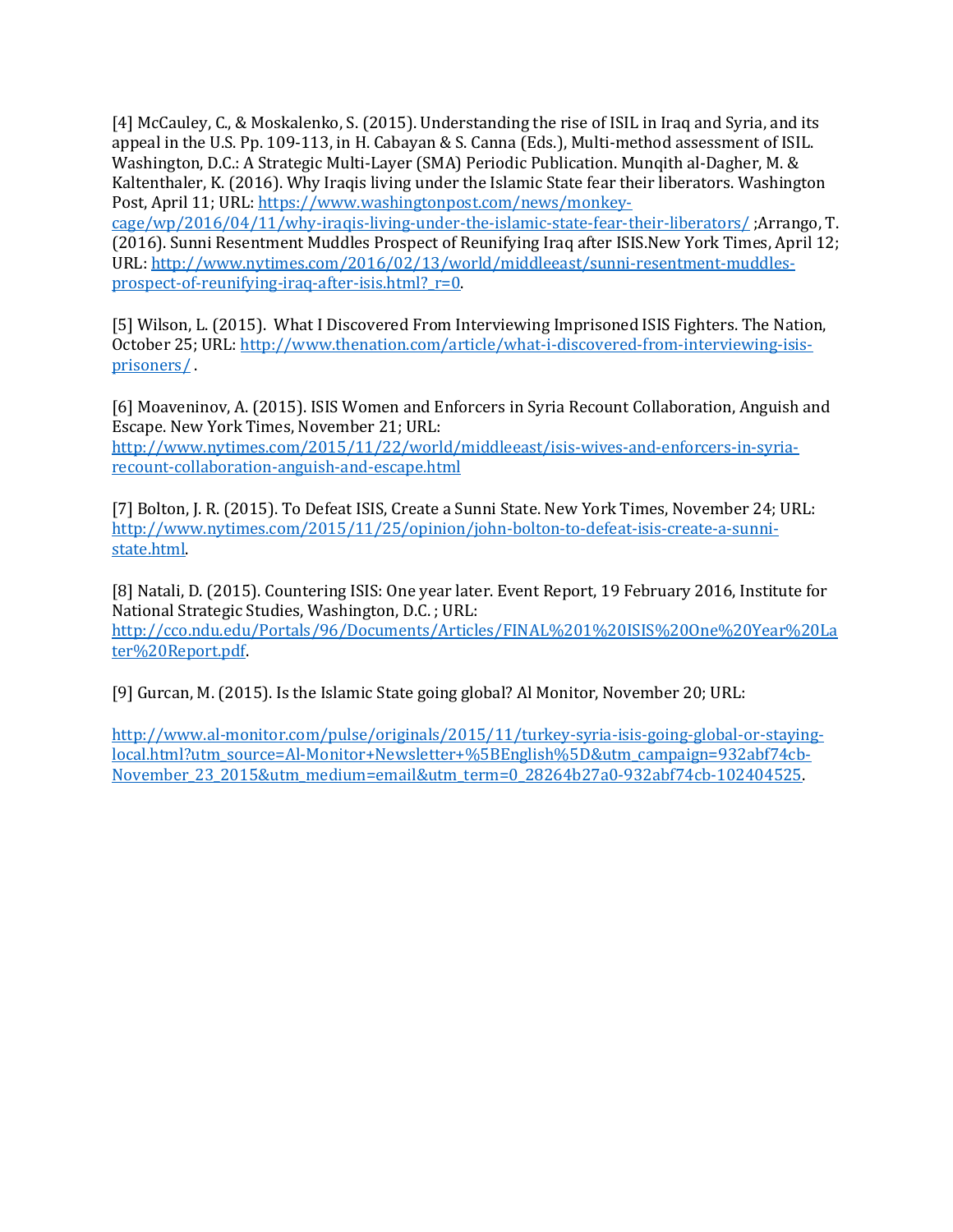[4] McCauley, C., & Moskalenko, S. (2015). Understanding the rise of ISIL in Iraq and Syria, and its appeal in the U.S. Pp. 109-113, in H. Cabayan & S. Canna (Eds.), Multi-method assessment of ISIL. Washington, D.C.: A Strategic Multi-Layer (SMA) Periodic Publication. Munqith al-Dagher, M. & Kaltenthaler, K. (2016). Why Iraqis living under the Islamic State fear their liberators. Washington Post, April 11; URL: [https://www.washingtonpost.com/news/monkey-cage/wp/2016/04/11/why-iraqis-living-under-the-islamic-state-fear-their-liberators/](https://www.washingtonpost.com/news/monkey-cage/wp/2016/04/11/why-iraqis-living-under-the-islamic-state-fear-their-liberators/) ;Arrango, T. (2016). Sunni Resentment Muddles Prospect of Reunifying Iraq after ISIS.New York Times, April 12; URL: [http://www.nytimes.com/2016/02/13/world/middleeast/sunni-resentment-muddles-prospect-of-reunifying-iraq-after-isis.html?_r=0](http://www.nytimes.com/2016/02/13/world/middleeast/sunni-resentment-muddles-prospect-of-reunifying-iraq-after-isis.html?_r=0).

[5] Wilson, L. (2015). What I Discovered From Interviewing Imprisoned ISIS Fighters. The Nation, October 25; URL: [http://www.thenation.com/article/what-i-discovered-from-interviewing-isis-prisoners/](http://www.thenation.com/article/what-i-discovered-from-interviewing-isis-prisoners/) .

[6] Moaveninov, A. (2015). ISIS Women and Enforcers in Syria Recount Collaboration, Anguish and Escape. New York Times, November 21; URL: [http://www.nytimes.com/2015/11/22/world/middleeast/isis-wives-and-enforcers-in-syria-recount-collaboration-anguish-and-escape.html](http://www.nytimes.com/2015/11/22/world/middleeast/isis-wives-and-enforcers-in-syria-recount-collaboration-anguish-and-escape.html)

[7] Bolton, J. R. (2015). To Defeat ISIS, Create a Sunni State. New York Times, November 24; URL: [http://www.nytimes.com/2015/11/25/opinion/john-bolton-to-defeat-isis-create-a-sunni-state.html](http://www.nytimes.com/2015/11/25/opinion/john-bolton-to-defeat-isis-create-a-sunni-state.html).

[8] Natali, D. (2015). Countering ISIS: One year later. Event Report, 19 February 2016, Institute for National Strategic Studies, Washington, D.C. ; URL: [http://cco.ndu.edu/Portals/96/Documents/Articles/FINAL%201%20ISIS%20One%20Year%20Later%20Report.pdf](http://cco.ndu.edu/Portals/96/Documents/Articles/FINAL%201%20ISIS%20One%20Year%20Later%20Report.pdf).

[9] Gurcan, M. (2015). Is the Islamic State going global? Al Monitor, November 20; URL:

[http://www.al-monitor.com/pulse/originals/2015/11/turkey-syria-isis-going-global-or-staying-local.html?utm_source=Al-Monitor+Newsletter+%5BEnglish%5D&utm_campaign=932abf74cb-November_23_2015&utm_medium=email&utm_term=0_28264b27a0-932abf74cb-102404525](http://www.al-monitor.com/pulse/originals/2015/11/turkey-syria-isis-going-global-or-staying-local.html?utm_source=Al-Monitor+Newsletter+%5BEnglish%5D&utm_campaign=932abf74cb-November_23_2015&utm_medium=email&utm_term=0_28264b27a0-932abf74cb-102404525).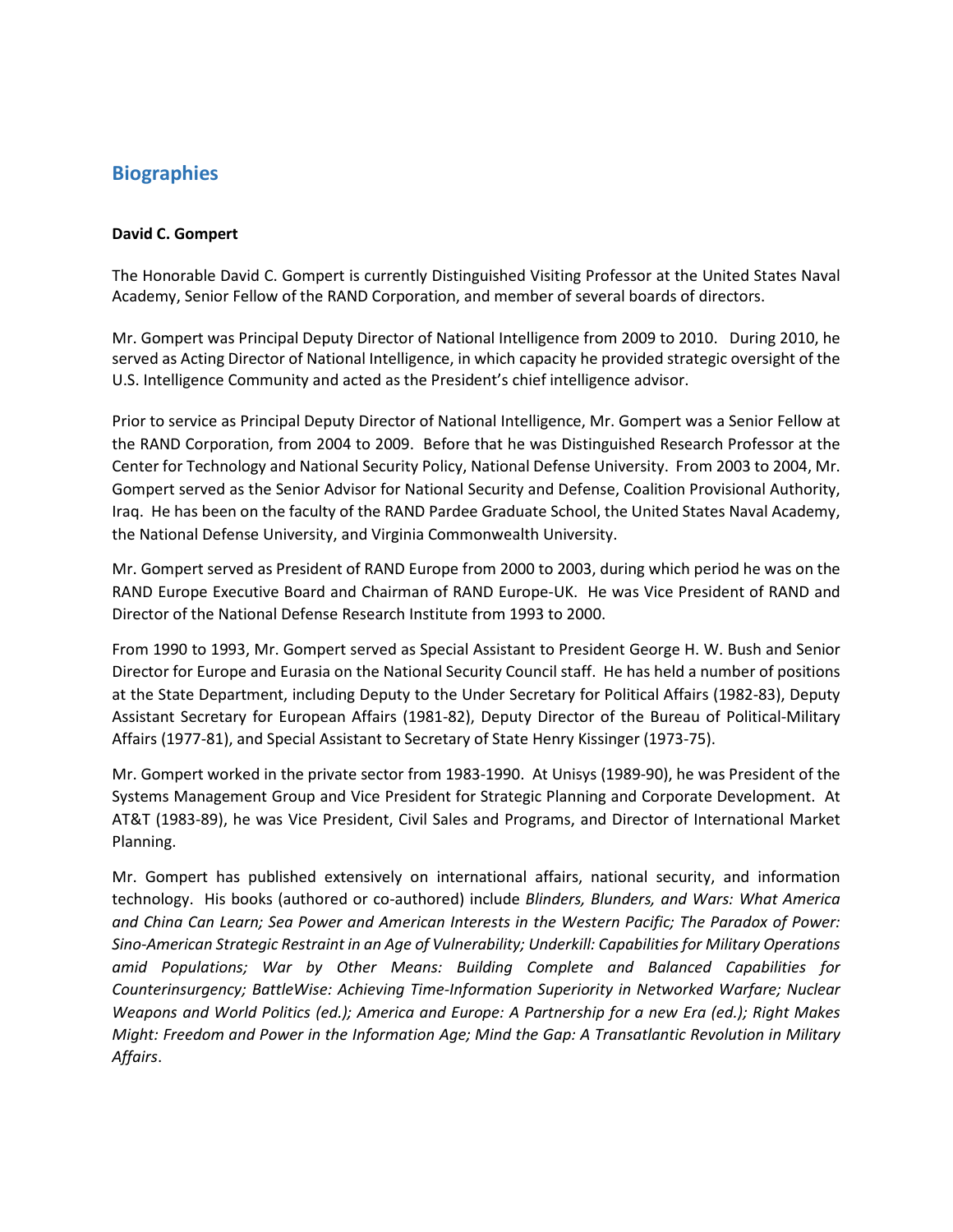## Biographies

**David C. Gompert**

The Honorable David C. Gompert is currently Distinguished Visiting Professor at the United States Naval Academy, Senior Fellow of the RAND Corporation, and member of several boards of directors.

Mr. Gompert was Principal Deputy Director of National Intelligence from 2009 to 2010. During 2010, he served as Acting Director of National Intelligence, in which capacity he provided strategic oversight of the U.S. Intelligence Community and acted as the President's chief intelligence advisor.

Prior to service as Principal Deputy Director of National Intelligence, Mr. Gompert was a Senior Fellow at the RAND Corporation, from 2004 to 2009. Before that he was Distinguished Research Professor at the Center for Technology and National Security Policy, National Defense University. From 2003 to 2004, Mr. Gompert served as the Senior Advisor for National Security and Defense, Coalition Provisional Authority, Iraq. He has been on the faculty of the RAND Pardee Graduate School, the United States Naval Academy, the National Defense University, and Virginia Commonwealth University.

Mr. Gompert served as President of RAND Europe from 2000 to 2003, during which period he was on the RAND Europe Executive Board and Chairman of RAND Europe-UK. He was Vice President of RAND and Director of the National Defense Research Institute from 1993 to 2000.

From 1990 to 1993, Mr. Gompert served as Special Assistant to President George H. W. Bush and Senior Director for Europe and Eurasia on the National Security Council staff. He has held a number of positions at the State Department, including Deputy to the Under Secretary for Political Affairs (1982-83), Deputy Assistant Secretary for European Affairs (1981-82), Deputy Director of the Bureau of Political-Military Affairs (1977-81), and Special Assistant to Secretary of State Henry Kissinger (1973-75).

Mr. Gompert worked in the private sector from 1983-1990. At Unisys (1989-90), he was President of the Systems Management Group and Vice President for Strategic Planning and Corporate Development. At AT&T (1983-89), he was Vice President, Civil Sales and Programs, and Director of International Market Planning.

Mr. Gompert has published extensively on international affairs, national security, and information technology. His books (authored or co-authored) include *Blinders, Blunders, and Wars: What America and China Can Learn; Sea Power and American Interests in the Western Pacific; The Paradox of Power: Sino-American Strategic Restraint in an Age of Vulnerability; Underkill: Capabilities for Military Operations amid Populations; War by Other Means: Building Complete and Balanced Capabilities for Counterinsurgency; BattleWise: Achieving Time-Information Superiority in Networked Warfare; Nuclear Weapons and World Politics (ed.); America and Europe: A Partnership for a new Era (ed.); Right Makes Might: Freedom and Power in the Information Age; Mind the Gap: A Transatlantic Revolution in Military Affairs*.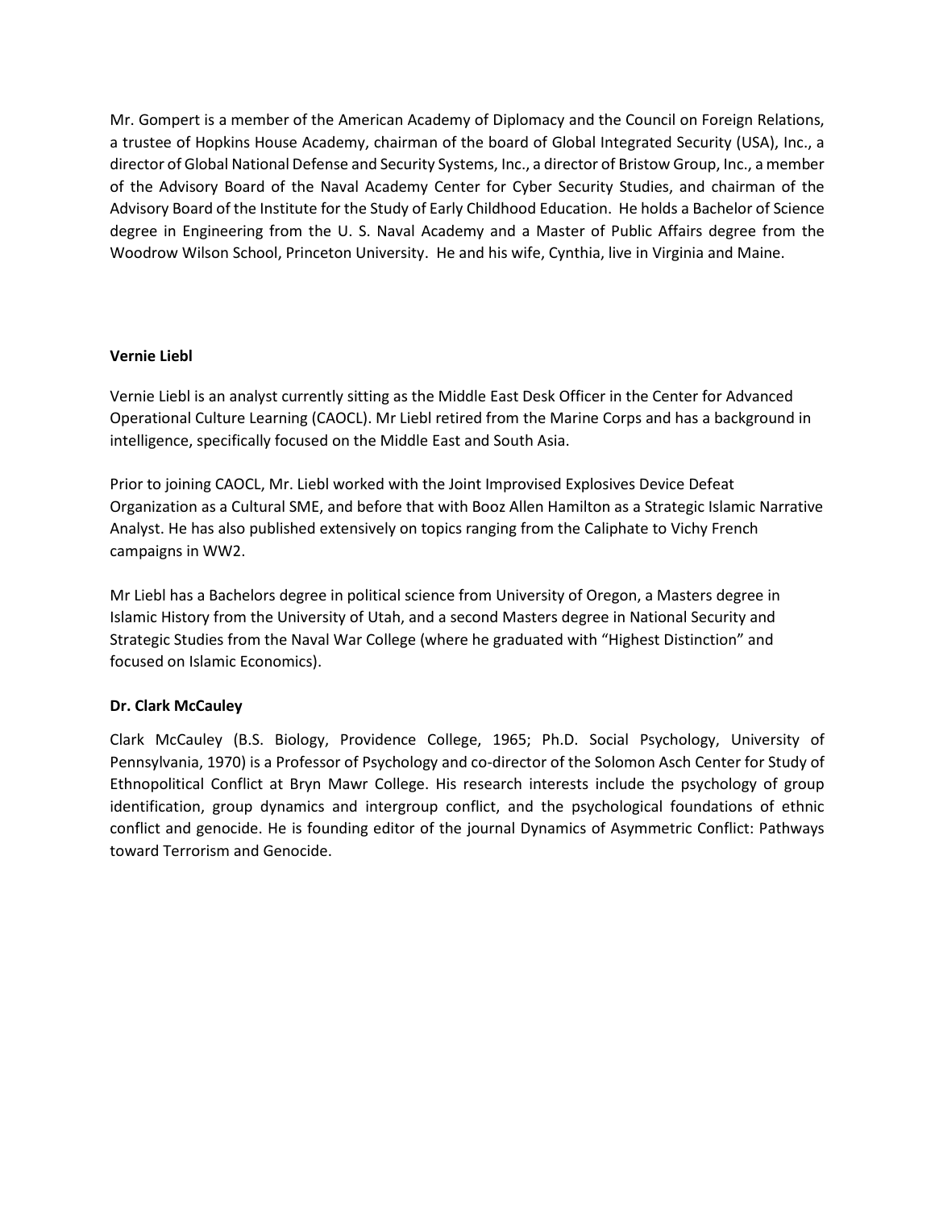Mr. Gompert is a member of the American Academy of Diplomacy and the Council on Foreign Relations, a trustee of Hopkins House Academy, chairman of the board of Global Integrated Security (USA), Inc., a director of Global National Defense and Security Systems, Inc., a director of Bristow Group, Inc., a member of the Advisory Board of the Naval Academy Center for Cyber Security Studies, and chairman of the Advisory Board of the Institute for the Study of Early Childhood Education. He holds a Bachelor of Science degree in Engineering from the U. S. Naval Academy and a Master of Public Affairs degree from the Woodrow Wilson School, Princeton University. He and his wife, Cynthia, live in Virginia and Maine.

**Vernie Liebl**

Vernie Liebl is an analyst currently sitting as the Middle East Desk Officer in the Center for Advanced Operational Culture Learning (CAOCL). Mr Liebl retired from the Marine Corps and has a background in intelligence, specifically focused on the Middle East and South Asia.

Prior to joining CAOCL, Mr. Liebl worked with the Joint Improvised Explosives Device Defeat Organization as a Cultural SME, and before that with Booz Allen Hamilton as a Strategic Islamic Narrative Analyst. He has also published extensively on topics ranging from the Caliphate to Vichy French campaigns in WW2.

Mr Liebl has a Bachelors degree in political science from University of Oregon, a Masters degree in Islamic History from the University of Utah, and a second Masters degree in National Security and Strategic Studies from the Naval War College (where he graduated with "Highest Distinction" and focused on Islamic Economics).

**Dr. Clark McCauley**

Clark McCauley (B.S. Biology, Providence College, 1965; Ph.D. Social Psychology, University of Pennsylvania, 1970) is a Professor of Psychology and co-director of the Solomon Asch Center for Study of Ethnopolitical Conflict at Bryn Mawr College. His research interests include the psychology of group identification, group dynamics and intergroup conflict, and the psychological foundations of ethnic conflict and genocide. He is founding editor of the journal Dynamics of Asymmetric Conflict: Pathways toward Terrorism and Genocide.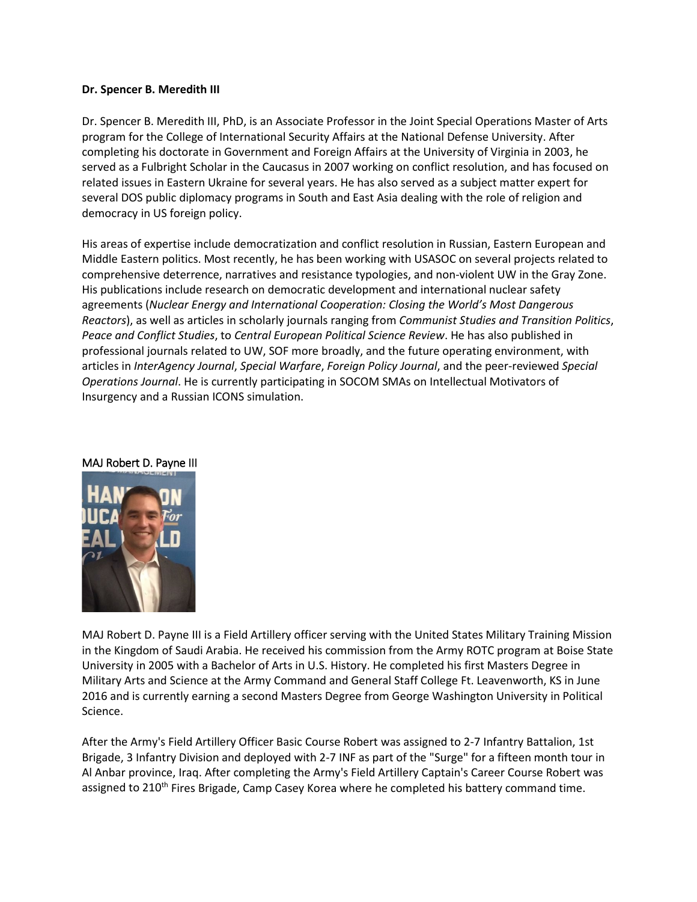**Dr. Spencer B. Meredith III**

Dr. Spencer B. Meredith III, PhD, is an Associate Professor in the Joint Special Operations Master of Arts program for the College of International Security Affairs at the National Defense University. After completing his doctorate in Government and Foreign Affairs at the University of Virginia in 2003, he served as a Fulbright Scholar in the Caucasus in 2007 working on conflict resolution, and has focused on related issues in Eastern Ukraine for several years. He has also served as a subject matter expert for several DOS public diplomacy programs in South and East Asia dealing with the role of religion and democracy in US foreign policy.

His areas of expertise include democratization and conflict resolution in Russian, Eastern European and Middle Eastern politics. Most recently, he has been working with USASOC on several projects related to comprehensive deterrence, narratives and resistance typologies, and non-violent UW in the Gray Zone. His publications include research on democratic development and international nuclear safety agreements (*Nuclear Energy and International Cooperation: Closing the World's Most Dangerous Reactors*), as well as articles in scholarly journals ranging from *Communist Studies and Transition Politics*, *Peace and Conflict Studies*, to *Central European Political Science Review*. He has also published in professional journals related to UW, SOF more broadly, and the future operating environment, with articles in *InterAgency Journal*, *Special Warfare*, *Foreign Policy Journal*, and the peer-reviewed *Special Operations Journal*. He is currently participating in SOCOM SMAs on Intellectual Motivators of Insurgency and a Russian ICONS simulation.

MAJ Robert D. Payne III

MAJ Robert D. Payne III is a Field Artillery officer serving with the United States Military Training Mission in the Kingdom of Saudi Arabia. He received his commission from the Army ROTC program at Boise State University in 2005 with a Bachelor of Arts in U.S. History. He completed his first Masters Degree in Military Arts and Science at the Army Command and General Staff College Ft. Leavenworth, KS in June 2016 and is currently earning a second Masters Degree from George Washington University in Political Science.

After the Army's Field Artillery Officer Basic Course Robert was assigned to 2-7 Infantry Battalion, 1st Brigade, 3 Infantry Division and deployed with 2-7 INF as part of the "Surge" for a fifteen month tour in Al Anbar province, Iraq. After completing the Army's Field Artillery Captain's Career Course Robert was assigned to 210th Fires Brigade, Camp Casey Korea where he completed his battery command time.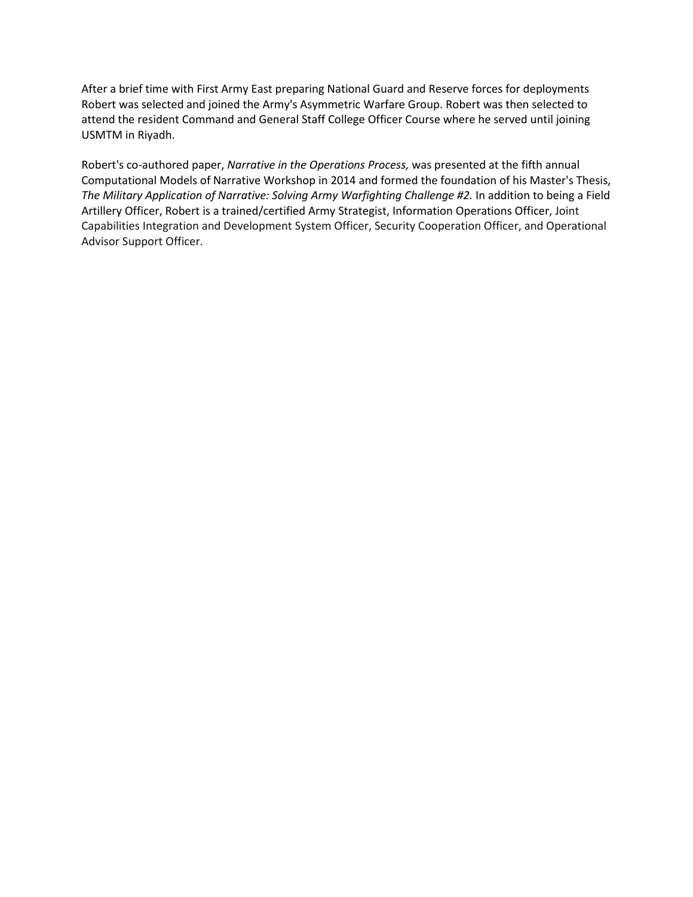After a brief time with First Army East preparing National Guard and Reserve forces for deployments Robert was selected and joined the Army's Asymmetric Warfare Group. Robert was then selected to attend the resident Command and General Staff College Officer Course where he served until joining USMTM in Riyadh.

Robert's co-authored paper, *Narrative in the Operations Process,* was presented at the fifth annual Computational Models of Narrative Workshop in 2014 and formed the foundation of his Master's Thesis, *The Military Application of Narrative: Solving Army Warfighting Challenge #2.* In addition to being a Field Artillery Officer, Robert is a trained/certified Army Strategist, Information Operations Officer, Joint Capabilities Integration and Development System Officer, Security Cooperation Officer, and Operational Advisor Support Officer.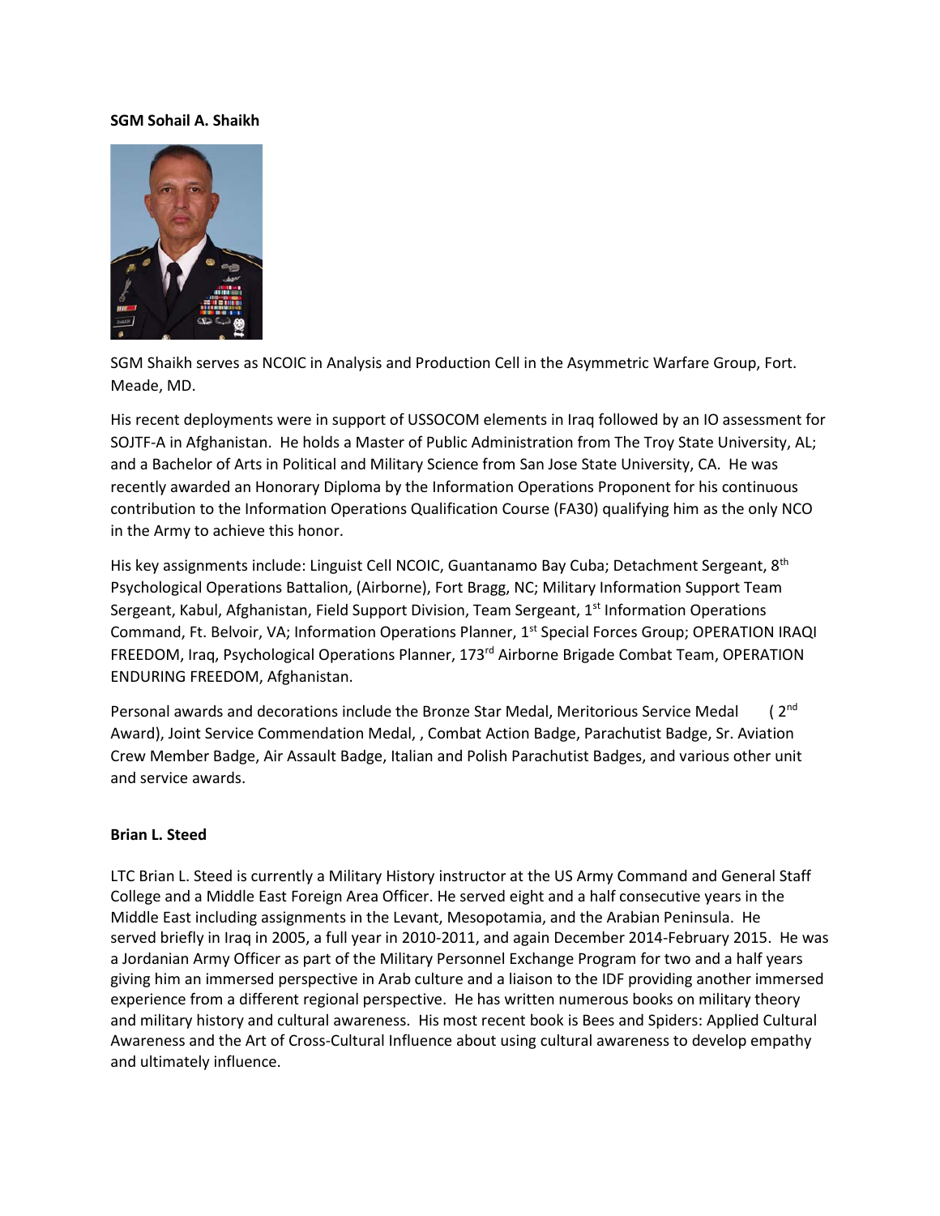**SGM Sohail A. Shaikh**

SGM Shaikh serves as NCOIC in Analysis and Production Cell in the Asymmetric Warfare Group, Fort. Meade, MD.

His recent deployments were in support of USSOCOM elements in Iraq followed by an IO assessment for SOJTF-A in Afghanistan. He holds a Master of Public Administration from The Troy State University, AL; and a Bachelor of Arts in Political and Military Science from San Jose State University, CA. He was recently awarded an Honorary Diploma by the Information Operations Proponent for his continuous contribution to the Information Operations Qualification Course (FA30) qualifying him as the only NCO in the Army to achieve this honor.

His key assignments include: Linguist Cell NCOIC, Guantanamo Bay Cuba; Detachment Sergeant, 8th Psychological Operations Battalion, (Airborne), Fort Bragg, NC; Military Information Support Team Sergeant, Kabul, Afghanistan, Field Support Division, Team Sergeant, 1st Information Operations Command, Ft. Belvoir, VA; Information Operations Planner, 1st Special Forces Group; OPERATION IRAQI FREEDOM, Iraq, Psychological Operations Planner, 173rd Airborne Brigade Combat Team, OPERATION ENDURING FREEDOM, Afghanistan.

Personal awards and decorations include the Bronze Star Medal, Meritorious Service Medal ( 2nd Award), Joint Service Commendation Medal, , Combat Action Badge, Parachutist Badge, Sr. Aviation Crew Member Badge, Air Assault Badge, Italian and Polish Parachutist Badges, and various other unit and service awards.

**Brian L. Steed**

LTC Brian L. Steed is currently a Military History instructor at the US Army Command and General Staff College and a Middle East Foreign Area Officer. He served eight and a half consecutive years in the Middle East including assignments in the Levant, Mesopotamia, and the Arabian Peninsula. He served briefly in Iraq in 2005, a full year in 2010-2011, and again December 2014-February 2015. He was a Jordanian Army Officer as part of the Military Personnel Exchange Program for two and a half years giving him an immersed perspective in Arab culture and a liaison to the IDF providing another immersed experience from a different regional perspective. He has written numerous books on military theory and military history and cultural awareness. His most recent book is Bees and Spiders: Applied Cultural Awareness and the Art of Cross-Cultural Influence about using cultural awareness to develop empathy and ultimately influence.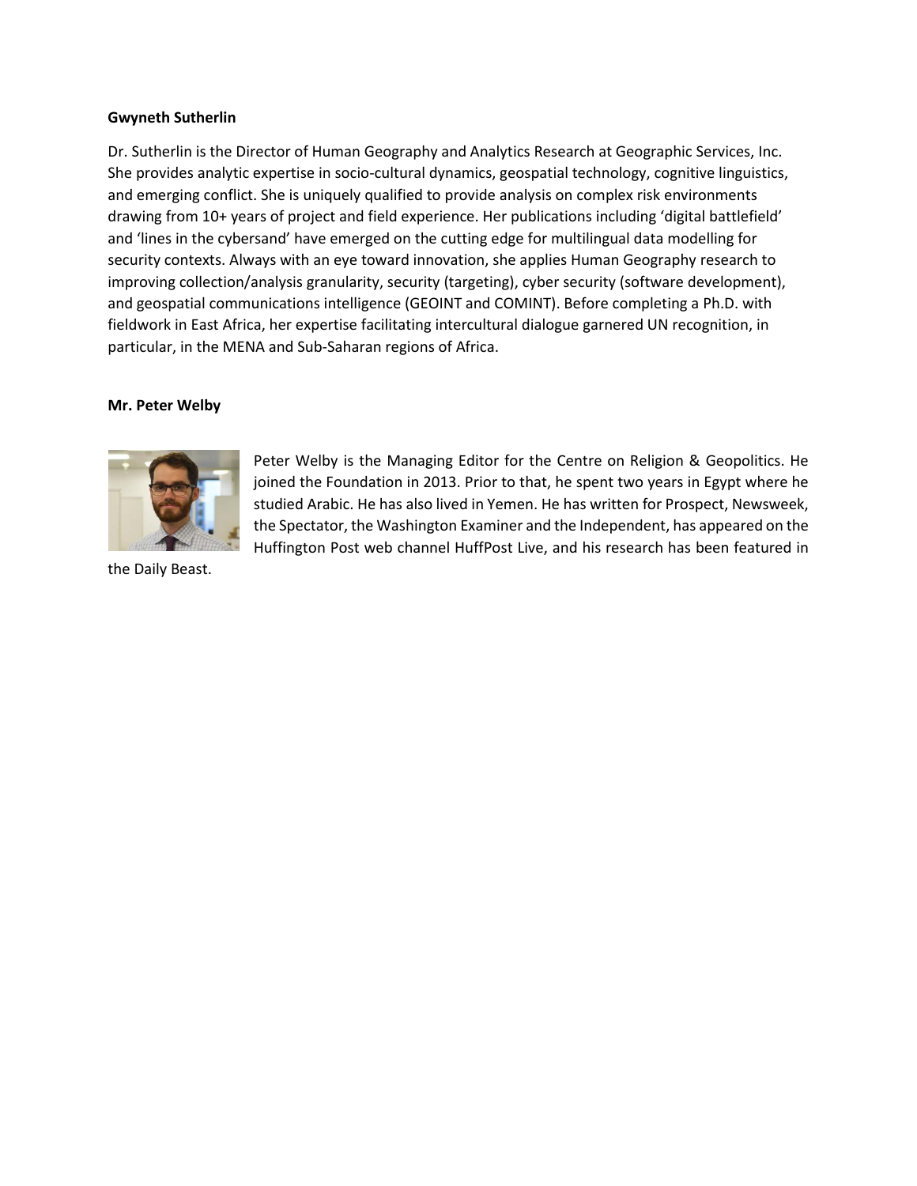**Gwyneth Sutherlin**

Dr. Sutherlin is the Director of Human Geography and Analytics Research at Geographic Services, Inc. She provides analytic expertise in socio-cultural dynamics, geospatial technology, cognitive linguistics, and emerging conflict. She is uniquely qualified to provide analysis on complex risk environments drawing from 10+ years of project and field experience. Her publications including 'digital battlefield' and 'lines in the cybersand' have emerged on the cutting edge for multilingual data modelling for security contexts. Always with an eye toward innovation, she applies Human Geography research to improving collection/analysis granularity, security (targeting), cyber security (software development), and geospatial communications intelligence (GEOINT and COMINT). Before completing a Ph.D. with fieldwork in East Africa, her expertise facilitating intercultural dialogue garnered UN recognition, in particular, in the MENA and Sub-Saharan regions of Africa.

**Mr. Peter Welby**

Peter Welby is the Managing Editor for the Centre on Religion & Geopolitics. He joined the Foundation in 2013. Prior to that, he spent two years in Egypt where he studied Arabic. He has also lived in Yemen. He has written for Prospect, Newsweek, the Spectator, the Washington Examiner and the Independent, has appeared on the Huffington Post web channel HuffPost Live, and his research has been featured in the Daily Beast.